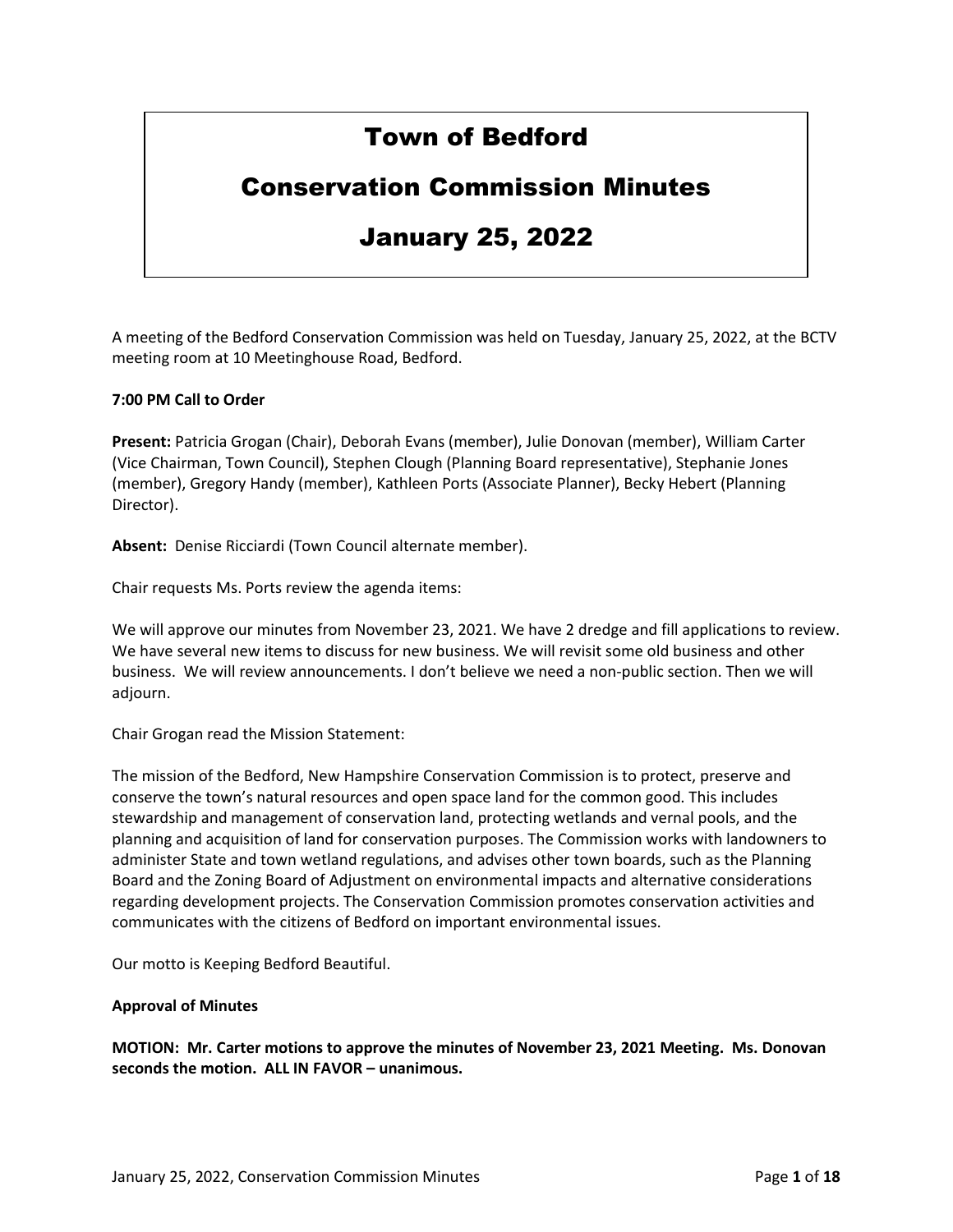# Town of Bedford

# Conservation Commission Minutes

# January 25, 2022

A meeting of the Bedford Conservation Commission was held on Tuesday, January 25, 2022, at the BCTV meeting room at 10 Meetinghouse Road, Bedford.

**7:00 PM Call to Order**

**Present:** Patricia Grogan (Chair), Deborah Evans (member), Julie Donovan (member), William Carter (Vice Chairman, Town Council), Stephen Clough (Planning Board representative), Stephanie Jones (member), Gregory Handy (member), Kathleen Ports (Associate Planner), Becky Hebert (Planning Director).

**Absent:** Denise Ricciardi (Town Council alternate member).

Chair requests Ms. Ports review the agenda items:

We will approve our minutes from November 23, 2021. We have 2 dredge and fill applications to review. We have several new items to discuss for new business. We will revisit some old business and other business. We will review announcements. I don't believe we need a non-public section. Then we will adjourn.

Chair Grogan read the Mission Statement:

The mission of the Bedford, New Hampshire Conservation Commission is to protect, preserve and conserve the town's natural resources and open space land for the common good. This includes stewardship and management of conservation land, protecting wetlands and vernal pools, and the planning and acquisition of land for conservation purposes. The Commission works with landowners to administer State and town wetland regulations, and advises other town boards, such as the Planning Board and the Zoning Board of Adjustment on environmental impacts and alternative considerations regarding development projects. The Conservation Commission promotes conservation activities and communicates with the citizens of Bedford on important environmental issues.

Our motto is Keeping Bedford Beautiful.

**Approval of Minutes**

**MOTION: Mr. Carter motions to approve the minutes of November 23, 2021 Meeting. Ms. Donovan seconds the motion. ALL IN FAVOR – unanimous.**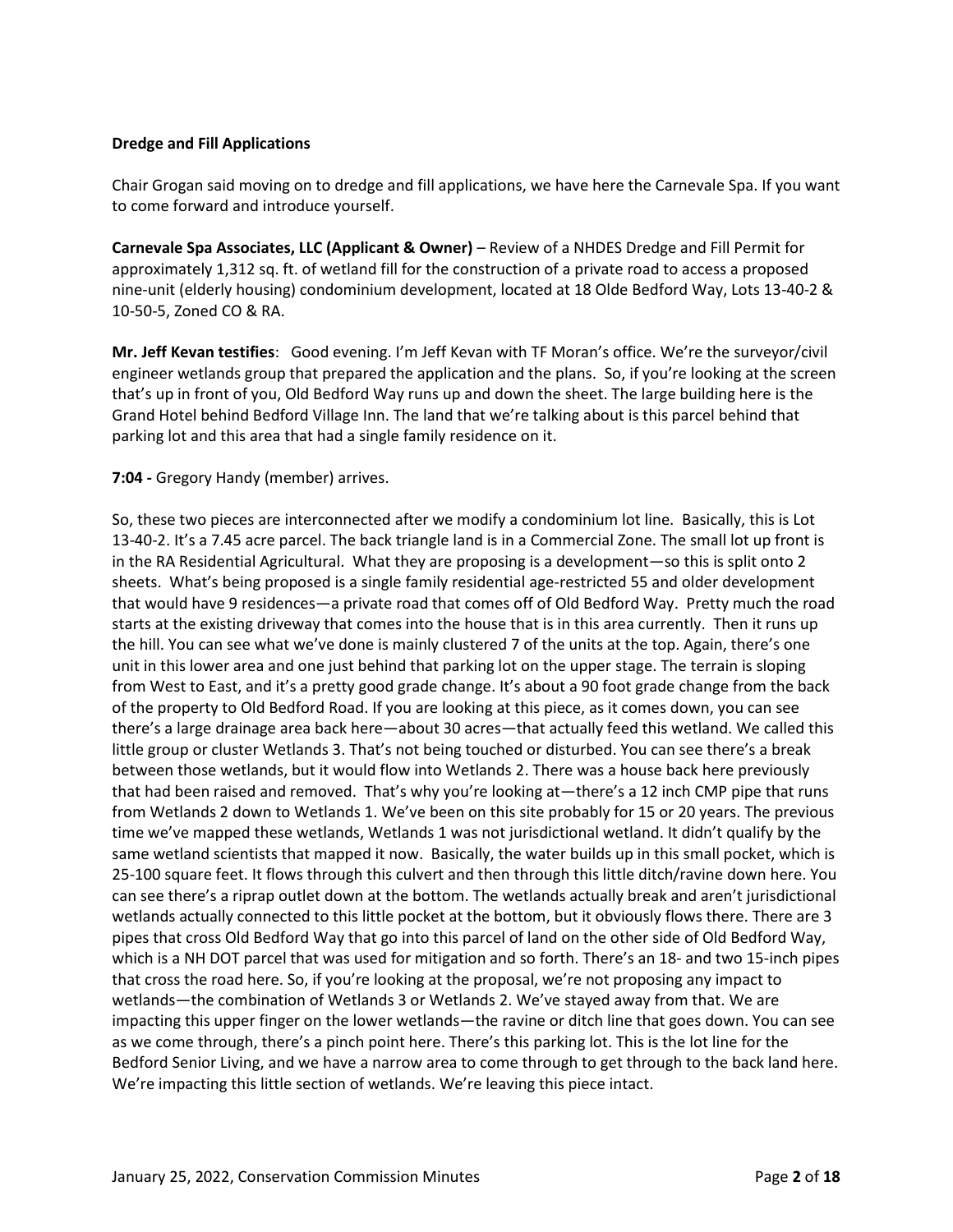**Dredge and Fill Applications**

Chair Grogan said moving on to dredge and fill applications, we have here the Carnevale Spa. If you want to come forward and introduce yourself.

**Carnevale Spa Associates, LLC (Applicant & Owner)** – Review of a NHDES Dredge and Fill Permit for approximately 1,312 sq. ft. of wetland fill for the construction of a private road to access a proposed nine-unit (elderly housing) condominium development, located at 18 Olde Bedford Way, Lots 13-40-2 & 10-50-5, Zoned CO & RA.

**Mr. Jeff Kevan testifies**: Good evening. I'm Jeff Kevan with TF Moran's office. We're the surveyor/civil engineer wetlands group that prepared the application and the plans. So, if you're looking at the screen that's up in front of you, Old Bedford Way runs up and down the sheet. The large building here is the Grand Hotel behind Bedford Village Inn. The land that we're talking about is this parcel behind that parking lot and this area that had a single family residence on it.

**7:04 -** Gregory Handy (member) arrives.

So, these two pieces are interconnected after we modify a condominium lot line. Basically, this is Lot 13-40-2. It's a 7.45 acre parcel. The back triangle land is in a Commercial Zone. The small lot up front is in the RA Residential Agricultural. What they are proposing is a development—so this is split onto 2 sheets. What's being proposed is a single family residential age-restricted 55 and older development that would have 9 residences—a private road that comes off of Old Bedford Way. Pretty much the road starts at the existing driveway that comes into the house that is in this area currently. Then it runs up the hill. You can see what we've done is mainly clustered 7 of the units at the top. Again, there's one unit in this lower area and one just behind that parking lot on the upper stage. The terrain is sloping from West to East, and it's a pretty good grade change. It's about a 90 foot grade change from the back of the property to Old Bedford Road. If you are looking at this piece, as it comes down, you can see there's a large drainage area back here—about 30 acres—that actually feed this wetland. We called this little group or cluster Wetlands 3. That's not being touched or disturbed. You can see there's a break between those wetlands, but it would flow into Wetlands 2. There was a house back here previously that had been raised and removed. That's why you're looking at—there's a 12 inch CMP pipe that runs from Wetlands 2 down to Wetlands 1. We've been on this site probably for 15 or 20 years. The previous time we've mapped these wetlands, Wetlands 1 was not jurisdictional wetland. It didn't qualify by the same wetland scientists that mapped it now. Basically, the water builds up in this small pocket, which is 25-100 square feet. It flows through this culvert and then through this little ditch/ravine down here. You can see there's a riprap outlet down at the bottom. The wetlands actually break and aren't jurisdictional wetlands actually connected to this little pocket at the bottom, but it obviously flows there. There are 3 pipes that cross Old Bedford Way that go into this parcel of land on the other side of Old Bedford Way, which is a NH DOT parcel that was used for mitigation and so forth. There's an 18- and two 15-inch pipes that cross the road here. So, if you're looking at the proposal, we're not proposing any impact to wetlands—the combination of Wetlands 3 or Wetlands 2. We've stayed away from that. We are impacting this upper finger on the lower wetlands—the ravine or ditch line that goes down. You can see as we come through, there's a pinch point here. There's this parking lot. This is the lot line for the Bedford Senior Living, and we have a narrow area to come through to get through to the back land here. We're impacting this little section of wetlands. We're leaving this piece intact.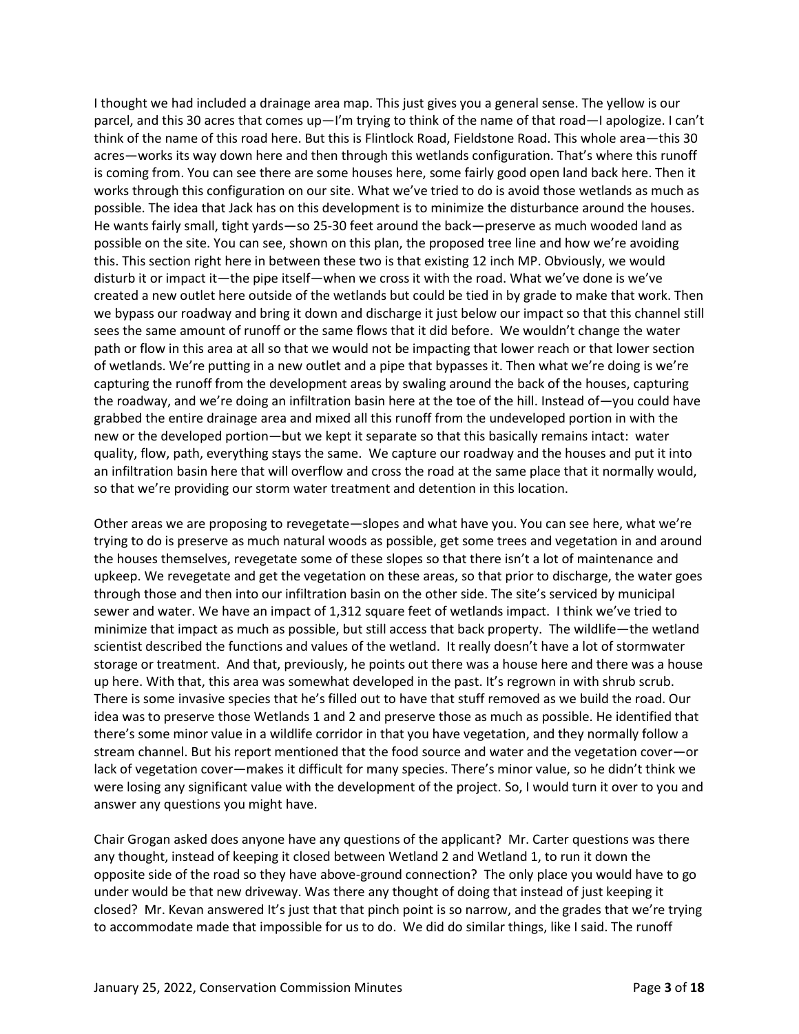I thought we had included a drainage area map. This just gives you a general sense. The yellow is our parcel, and this 30 acres that comes up—I'm trying to think of the name of that road—I apologize. I can't think of the name of this road here. But this is Flintlock Road, Fieldstone Road. This whole area—this 30 acres—works its way down here and then through this wetlands configuration. That's where this runoff is coming from. You can see there are some houses here, some fairly good open land back here. Then it works through this configuration on our site. What we've tried to do is avoid those wetlands as much as possible. The idea that Jack has on this development is to minimize the disturbance around the houses. He wants fairly small, tight yards—so 25-30 feet around the back—preserve as much wooded land as possible on the site. You can see, shown on this plan, the proposed tree line and how we're avoiding this. This section right here in between these two is that existing 12 inch MP. Obviously, we would disturb it or impact it—the pipe itself—when we cross it with the road. What we've done is we've created a new outlet here outside of the wetlands but could be tied in by grade to make that work. Then we bypass our roadway and bring it down and discharge it just below our impact so that this channel still sees the same amount of runoff or the same flows that it did before. We wouldn't change the water path or flow in this area at all so that we would not be impacting that lower reach or that lower section of wetlands. We're putting in a new outlet and a pipe that bypasses it. Then what we're doing is we're capturing the runoff from the development areas by swaling around the back of the houses, capturing the roadway, and we're doing an infiltration basin here at the toe of the hill. Instead of—you could have grabbed the entire drainage area and mixed all this runoff from the undeveloped portion in with the new or the developed portion—but we kept it separate so that this basically remains intact: water quality, flow, path, everything stays the same. We capture our roadway and the houses and put it into an infiltration basin here that will overflow and cross the road at the same place that it normally would, so that we're providing our storm water treatment and detention in this location.

Other areas we are proposing to revegetate—slopes and what have you. You can see here, what we're trying to do is preserve as much natural woods as possible, get some trees and vegetation in and around the houses themselves, revegetate some of these slopes so that there isn't a lot of maintenance and upkeep. We revegetate and get the vegetation on these areas, so that prior to discharge, the water goes through those and then into our infiltration basin on the other side. The site's serviced by municipal sewer and water. We have an impact of 1,312 square feet of wetlands impact. I think we've tried to minimize that impact as much as possible, but still access that back property. The wildlife—the wetland scientist described the functions and values of the wetland. It really doesn't have a lot of stormwater storage or treatment. And that, previously, he points out there was a house here and there was a house up here. With that, this area was somewhat developed in the past. It's regrown in with shrub scrub. There is some invasive species that he's filled out to have that stuff removed as we build the road. Our idea was to preserve those Wetlands 1 and 2 and preserve those as much as possible. He identified that there's some minor value in a wildlife corridor in that you have vegetation, and they normally follow a stream channel. But his report mentioned that the food source and water and the vegetation cover—or lack of vegetation cover—makes it difficult for many species. There's minor value, so he didn't think we were losing any significant value with the development of the project. So, I would turn it over to you and answer any questions you might have.

Chair Grogan asked does anyone have any questions of the applicant? Mr. Carter questions was there any thought, instead of keeping it closed between Wetland 2 and Wetland 1, to run it down the opposite side of the road so they have above-ground connection? The only place you would have to go under would be that new driveway. Was there any thought of doing that instead of just keeping it closed? Mr. Kevan answered It's just that that pinch point is so narrow, and the grades that we're trying to accommodate made that impossible for us to do. We did do similar things, like I said. The runoff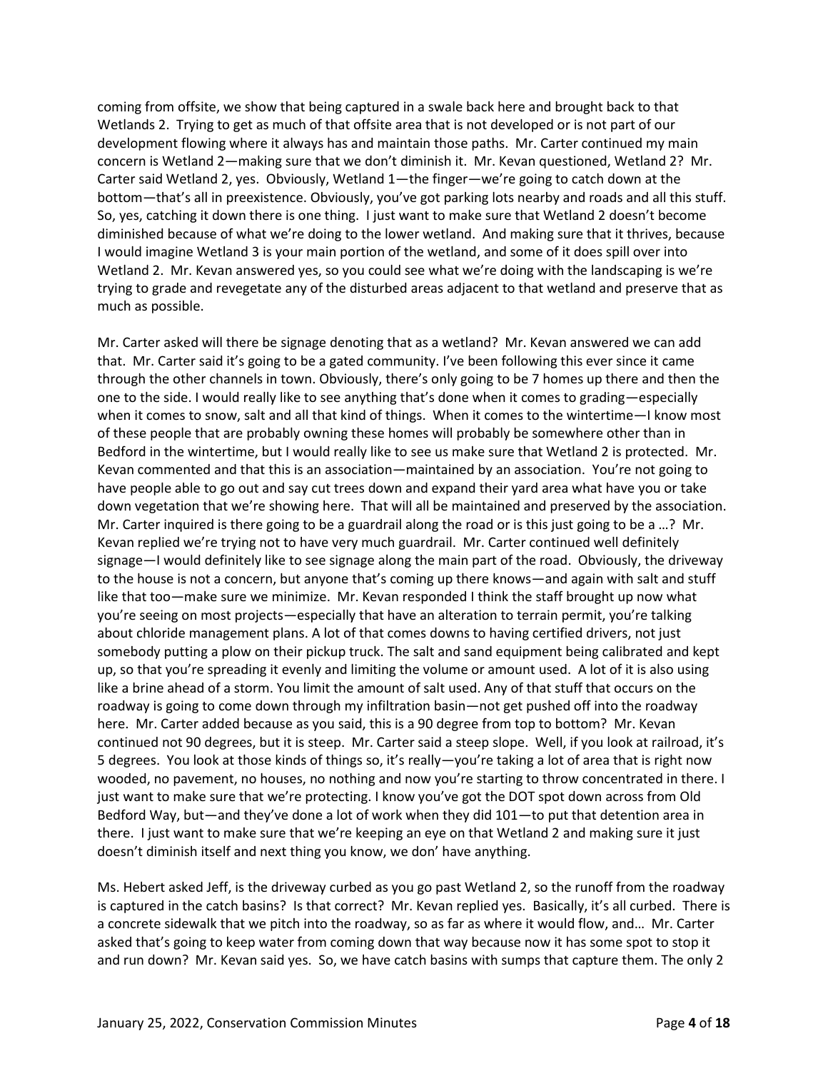coming from offsite, we show that being captured in a swale back here and brought back to that Wetlands 2. Trying to get as much of that offsite area that is not developed or is not part of our development flowing where it always has and maintain those paths. Mr. Carter continued my main concern is Wetland 2—making sure that we don't diminish it. Mr. Kevan questioned, Wetland 2? Mr. Carter said Wetland 2, yes. Obviously, Wetland 1—the finger—we're going to catch down at the bottom—that's all in preexistence. Obviously, you've got parking lots nearby and roads and all this stuff. So, yes, catching it down there is one thing. I just want to make sure that Wetland 2 doesn't become diminished because of what we're doing to the lower wetland. And making sure that it thrives, because I would imagine Wetland 3 is your main portion of the wetland, and some of it does spill over into Wetland 2. Mr. Kevan answered yes, so you could see what we're doing with the landscaping is we're trying to grade and revegetate any of the disturbed areas adjacent to that wetland and preserve that as much as possible.

Mr. Carter asked will there be signage denoting that as a wetland? Mr. Kevan answered we can add that. Mr. Carter said it's going to be a gated community. I've been following this ever since it came through the other channels in town. Obviously, there's only going to be 7 homes up there and then the one to the side. I would really like to see anything that's done when it comes to grading—especially when it comes to snow, salt and all that kind of things. When it comes to the wintertime—I know most of these people that are probably owning these homes will probably be somewhere other than in Bedford in the wintertime, but I would really like to see us make sure that Wetland 2 is protected. Mr. Kevan commented and that this is an association—maintained by an association. You're not going to have people able to go out and say cut trees down and expand their yard area what have you or take down vegetation that we're showing here. That will all be maintained and preserved by the association. Mr. Carter inquired is there going to be a guardrail along the road or is this just going to be a …? Mr. Kevan replied we're trying not to have very much guardrail. Mr. Carter continued well definitely signage—I would definitely like to see signage along the main part of the road. Obviously, the driveway to the house is not a concern, but anyone that's coming up there knows—and again with salt and stuff like that too—make sure we minimize. Mr. Kevan responded I think the staff brought up now what you're seeing on most projects—especially that have an alteration to terrain permit, you're talking about chloride management plans. A lot of that comes downs to having certified drivers, not just somebody putting a plow on their pickup truck. The salt and sand equipment being calibrated and kept up, so that you're spreading it evenly and limiting the volume or amount used. A lot of it is also using like a brine ahead of a storm. You limit the amount of salt used. Any of that stuff that occurs on the roadway is going to come down through my infiltration basin—not get pushed off into the roadway here. Mr. Carter added because as you said, this is a 90 degree from top to bottom? Mr. Kevan continued not 90 degrees, but it is steep. Mr. Carter said a steep slope. Well, if you look at railroad, it's 5 degrees. You look at those kinds of things so, it's really—you're taking a lot of area that is right now wooded, no pavement, no houses, no nothing and now you're starting to throw concentrated in there. I just want to make sure that we're protecting. I know you've got the DOT spot down across from Old Bedford Way, but—and they've done a lot of work when they did 101—to put that detention area in there. I just want to make sure that we're keeping an eye on that Wetland 2 and making sure it just doesn't diminish itself and next thing you know, we don' have anything.

Ms. Hebert asked Jeff, is the driveway curbed as you go past Wetland 2, so the runoff from the roadway is captured in the catch basins? Is that correct? Mr. Kevan replied yes. Basically, it's all curbed. There is a concrete sidewalk that we pitch into the roadway, so as far as where it would flow, and… Mr. Carter asked that's going to keep water from coming down that way because now it has some spot to stop it and run down? Mr. Kevan said yes. So, we have catch basins with sumps that capture them. The only 2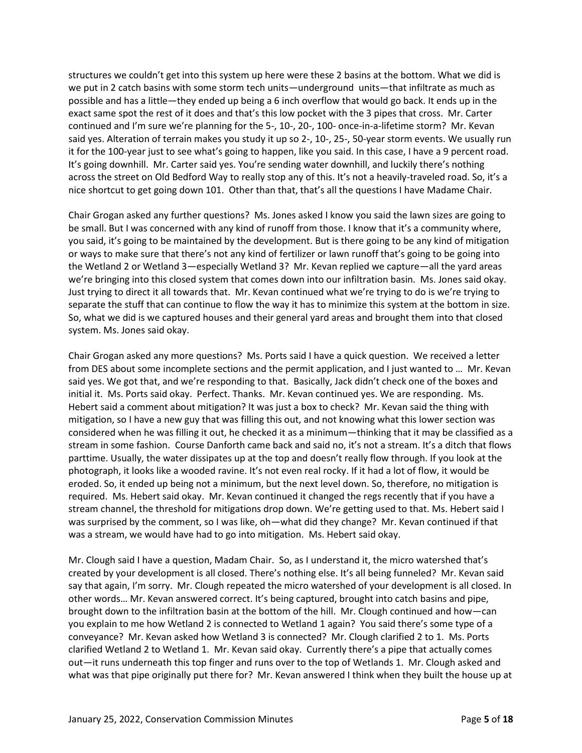structures we couldn't get into this system up here were these 2 basins at the bottom. What we did is we put in 2 catch basins with some storm tech units—underground units—that infiltrate as much as possible and has a little—they ended up being a 6 inch overflow that would go back. It ends up in the exact same spot the rest of it does and that's this low pocket with the 3 pipes that cross. Mr. Carter continued and I'm sure we're planning for the 5-, 10-, 20-, 100- once-in-a-lifetime storm? Mr. Kevan said yes. Alteration of terrain makes you study it up so 2-, 10-, 25-, 50-year storm events. We usually run it for the 100-year just to see what's going to happen, like you said. In this case, I have a 9 percent road. It's going downhill. Mr. Carter said yes. You're sending water downhill, and luckily there's nothing across the street on Old Bedford Way to really stop any of this. It's not a heavily-traveled road. So, it's a nice shortcut to get going down 101. Other than that, that's all the questions I have Madame Chair.

Chair Grogan asked any further questions? Ms. Jones asked I know you said the lawn sizes are going to be small. But I was concerned with any kind of runoff from those. I know that it's a community where, you said, it's going to be maintained by the development. But is there going to be any kind of mitigation or ways to make sure that there's not any kind of fertilizer or lawn runoff that's going to be going into the Wetland 2 or Wetland 3—especially Wetland 3? Mr. Kevan replied we capture—all the yard areas we're bringing into this closed system that comes down into our infiltration basin. Ms. Jones said okay. Just trying to direct it all towards that. Mr. Kevan continued what we're trying to do is we're trying to separate the stuff that can continue to flow the way it has to minimize this system at the bottom in size. So, what we did is we captured houses and their general yard areas and brought them into that closed system. Ms. Jones said okay.

Chair Grogan asked any more questions? Ms. Ports said I have a quick question. We received a letter from DES about some incomplete sections and the permit application, and I just wanted to … Mr. Kevan said yes. We got that, and we're responding to that. Basically, Jack didn't check one of the boxes and initial it. Ms. Ports said okay. Perfect. Thanks. Mr. Kevan continued yes. We are responding. Ms. Hebert said a comment about mitigation? It was just a box to check? Mr. Kevan said the thing with mitigation, so I have a new guy that was filling this out, and not knowing what this lower section was considered when he was filling it out, he checked it as a minimum—thinking that it may be classified as a stream in some fashion. Course Danforth came back and said no, it's not a stream. It's a ditch that flows parttime. Usually, the water dissipates up at the top and doesn't really flow through. If you look at the photograph, it looks like a wooded ravine. It's not even real rocky. If it had a lot of flow, it would be eroded. So, it ended up being not a minimum, but the next level down. So, therefore, no mitigation is required. Ms. Hebert said okay. Mr. Kevan continued it changed the regs recently that if you have a stream channel, the threshold for mitigations drop down. We're getting used to that. Ms. Hebert said I was surprised by the comment, so I was like, oh—what did they change? Mr. Kevan continued if that was a stream, we would have had to go into mitigation. Ms. Hebert said okay.

Mr. Clough said I have a question, Madam Chair. So, as I understand it, the micro watershed that's created by your development is all closed. There's nothing else. It's all being funneled? Mr. Kevan said say that again, I'm sorry. Mr. Clough repeated the micro watershed of your development is all closed. In other words… Mr. Kevan answered correct. It's being captured, brought into catch basins and pipe, brought down to the infiltration basin at the bottom of the hill. Mr. Clough continued and how—can you explain to me how Wetland 2 is connected to Wetland 1 again? You said there's some type of a conveyance? Mr. Kevan asked how Wetland 3 is connected? Mr. Clough clarified 2 to 1. Ms. Ports clarified Wetland 2 to Wetland 1. Mr. Kevan said okay. Currently there's a pipe that actually comes out—it runs underneath this top finger and runs over to the top of Wetlands 1. Mr. Clough asked and what was that pipe originally put there for? Mr. Kevan answered I think when they built the house up at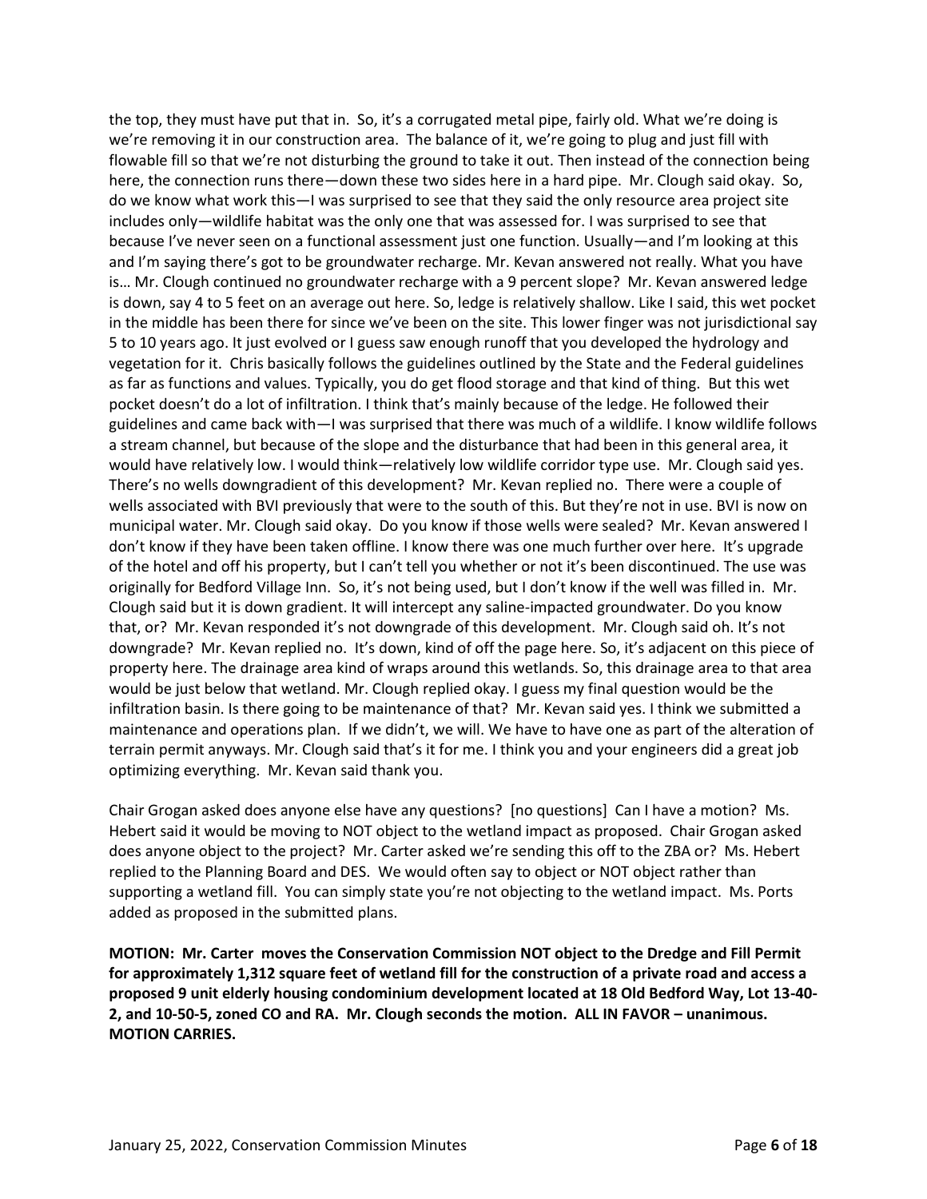the top, they must have put that in. So, it's a corrugated metal pipe, fairly old. What we're doing is we're removing it in our construction area. The balance of it, we're going to plug and just fill with flowable fill so that we're not disturbing the ground to take it out. Then instead of the connection being here, the connection runs there—down these two sides here in a hard pipe. Mr. Clough said okay. So, do we know what work this—I was surprised to see that they said the only resource area project site includes only—wildlife habitat was the only one that was assessed for. I was surprised to see that because I've never seen on a functional assessment just one function. Usually—and I'm looking at this and I'm saying there's got to be groundwater recharge. Mr. Kevan answered not really. What you have is… Mr. Clough continued no groundwater recharge with a 9 percent slope? Mr. Kevan answered ledge is down, say 4 to 5 feet on an average out here. So, ledge is relatively shallow. Like I said, this wet pocket in the middle has been there for since we've been on the site. This lower finger was not jurisdictional say 5 to 10 years ago. It just evolved or I guess saw enough runoff that you developed the hydrology and vegetation for it. Chris basically follows the guidelines outlined by the State and the Federal guidelines as far as functions and values. Typically, you do get flood storage and that kind of thing. But this wet pocket doesn't do a lot of infiltration. I think that's mainly because of the ledge. He followed their guidelines and came back with—I was surprised that there was much of a wildlife. I know wildlife follows a stream channel, but because of the slope and the disturbance that had been in this general area, it would have relatively low. I would think—relatively low wildlife corridor type use. Mr. Clough said yes. There's no wells downgradient of this development? Mr. Kevan replied no. There were a couple of wells associated with BVI previously that were to the south of this. But they're not in use. BVI is now on municipal water. Mr. Clough said okay. Do you know if those wells were sealed? Mr. Kevan answered I don't know if they have been taken offline. I know there was one much further over here. It's upgrade of the hotel and off his property, but I can't tell you whether or not it's been discontinued. The use was originally for Bedford Village Inn. So, it's not being used, but I don't know if the well was filled in. Mr. Clough said but it is down gradient. It will intercept any saline-impacted groundwater. Do you know that, or? Mr. Kevan responded it's not downgrade of this development. Mr. Clough said oh. It's not downgrade? Mr. Kevan replied no. It's down, kind of off the page here. So, it's adjacent on this piece of property here. The drainage area kind of wraps around this wetlands. So, this drainage area to that area would be just below that wetland. Mr. Clough replied okay. I guess my final question would be the infiltration basin. Is there going to be maintenance of that? Mr. Kevan said yes. I think we submitted a maintenance and operations plan. If we didn't, we will. We have to have one as part of the alteration of terrain permit anyways. Mr. Clough said that's it for me. I think you and your engineers did a great job optimizing everything. Mr. Kevan said thank you.

Chair Grogan asked does anyone else have any questions? [no questions] Can I have a motion? Ms. Hebert said it would be moving to NOT object to the wetland impact as proposed. Chair Grogan asked does anyone object to the project? Mr. Carter asked we're sending this off to the ZBA or? Ms. Hebert replied to the Planning Board and DES. We would often say to object or NOT object rather than supporting a wetland fill. You can simply state you're not objecting to the wetland impact. Ms. Ports added as proposed in the submitted plans.

**MOTION: Mr. Carter moves the Conservation Commission NOT object to the Dredge and Fill Permit for approximately 1,312 square feet of wetland fill for the construction of a private road and access a proposed 9 unit elderly housing condominium development located at 18 Old Bedford Way, Lot 13-40-2, and 10-50-5, zoned CO and RA. Mr. Clough seconds the motion. ALL IN FAVOR – unanimous. MOTION CARRIES.**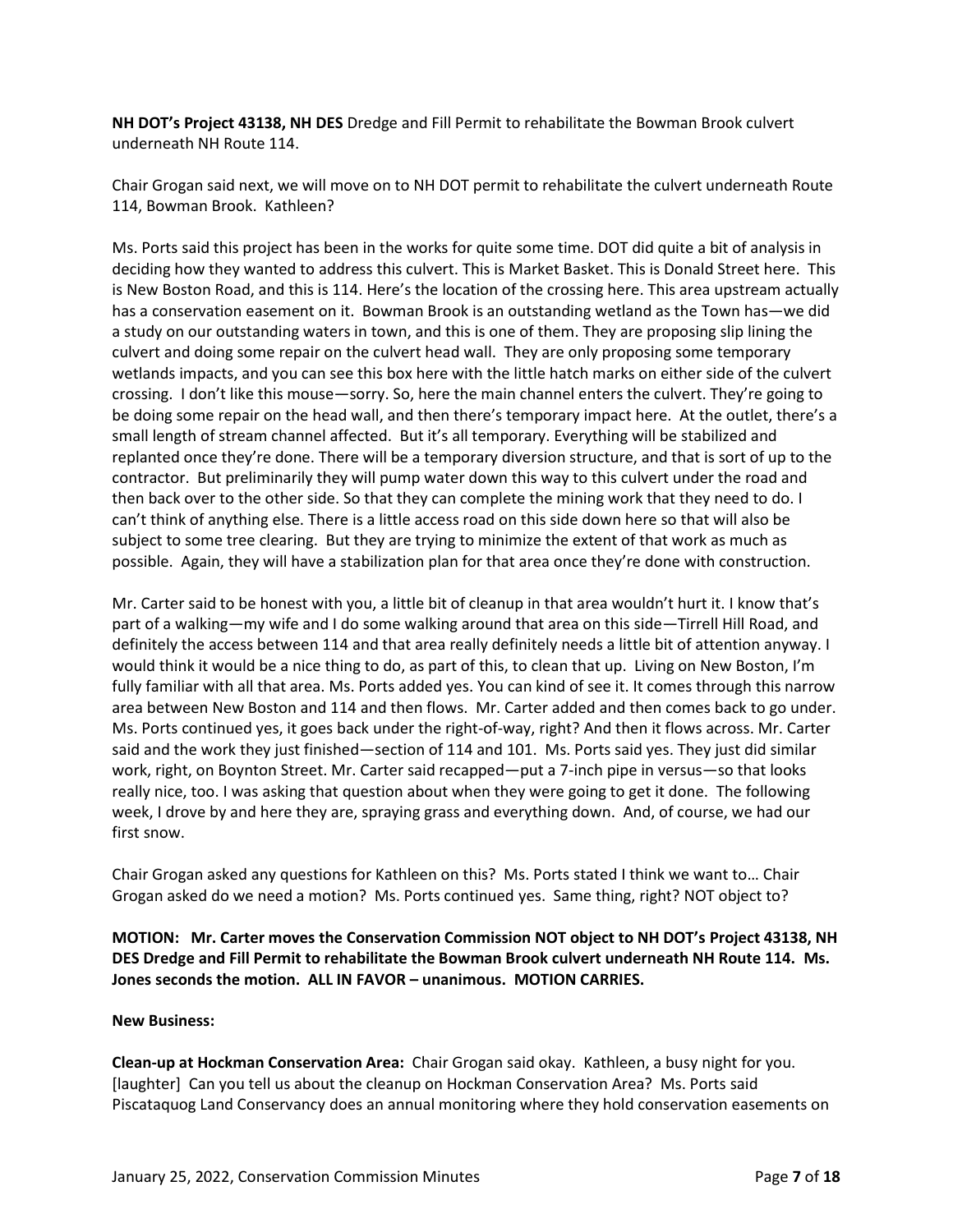**NH DOT's Project 43138, NH DES** Dredge and Fill Permit to rehabilitate the Bowman Brook culvert underneath NH Route 114.

Chair Grogan said next, we will move on to NH DOT permit to rehabilitate the culvert underneath Route 114, Bowman Brook. Kathleen?

Ms. Ports said this project has been in the works for quite some time. DOT did quite a bit of analysis in deciding how they wanted to address this culvert. This is Market Basket. This is Donald Street here. This is New Boston Road, and this is 114. Here's the location of the crossing here. This area upstream actually has a conservation easement on it. Bowman Brook is an outstanding wetland as the Town has—we did a study on our outstanding waters in town, and this is one of them. They are proposing slip lining the culvert and doing some repair on the culvert head wall. They are only proposing some temporary wetlands impacts, and you can see this box here with the little hatch marks on either side of the culvert crossing. I don't like this mouse—sorry. So, here the main channel enters the culvert. They're going to be doing some repair on the head wall, and then there's temporary impact here. At the outlet, there's a small length of stream channel affected. But it's all temporary. Everything will be stabilized and replanted once they're done. There will be a temporary diversion structure, and that is sort of up to the contractor. But preliminarily they will pump water down this way to this culvert under the road and then back over to the other side. So that they can complete the mining work that they need to do. I can't think of anything else. There is a little access road on this side down here so that will also be subject to some tree clearing. But they are trying to minimize the extent of that work as much as possible. Again, they will have a stabilization plan for that area once they're done with construction.

Mr. Carter said to be honest with you, a little bit of cleanup in that area wouldn't hurt it. I know that's part of a walking—my wife and I do some walking around that area on this side—Tirrell Hill Road, and definitely the access between 114 and that area really definitely needs a little bit of attention anyway. I would think it would be a nice thing to do, as part of this, to clean that up. Living on New Boston, I'm fully familiar with all that area. Ms. Ports added yes. You can kind of see it. It comes through this narrow area between New Boston and 114 and then flows. Mr. Carter added and then comes back to go under. Ms. Ports continued yes, it goes back under the right-of-way, right? And then it flows across. Mr. Carter said and the work they just finished—section of 114 and 101. Ms. Ports said yes. They just did similar work, right, on Boynton Street. Mr. Carter said recapped—put a 7-inch pipe in versus—so that looks really nice, too. I was asking that question about when they were going to get it done. The following week, I drove by and here they are, spraying grass and everything down. And, of course, we had our first snow.

Chair Grogan asked any questions for Kathleen on this? Ms. Ports stated I think we want to… Chair Grogan asked do we need a motion? Ms. Ports continued yes. Same thing, right? NOT object to?

**MOTION: Mr. Carter moves the Conservation Commission NOT object to NH DOT's Project 43138, NH DES Dredge and Fill Permit to rehabilitate the Bowman Brook culvert underneath NH Route 114. Ms. Jones seconds the motion. ALL IN FAVOR – unanimous. MOTION CARRIES.**

**New Business:**

**Clean-up at Hockman Conservation Area:** Chair Grogan said okay. Kathleen, a busy night for you. [laughter] Can you tell us about the cleanup on Hockman Conservation Area? Ms. Ports said Piscataquog Land Conservancy does an annual monitoring where they hold conservation easements on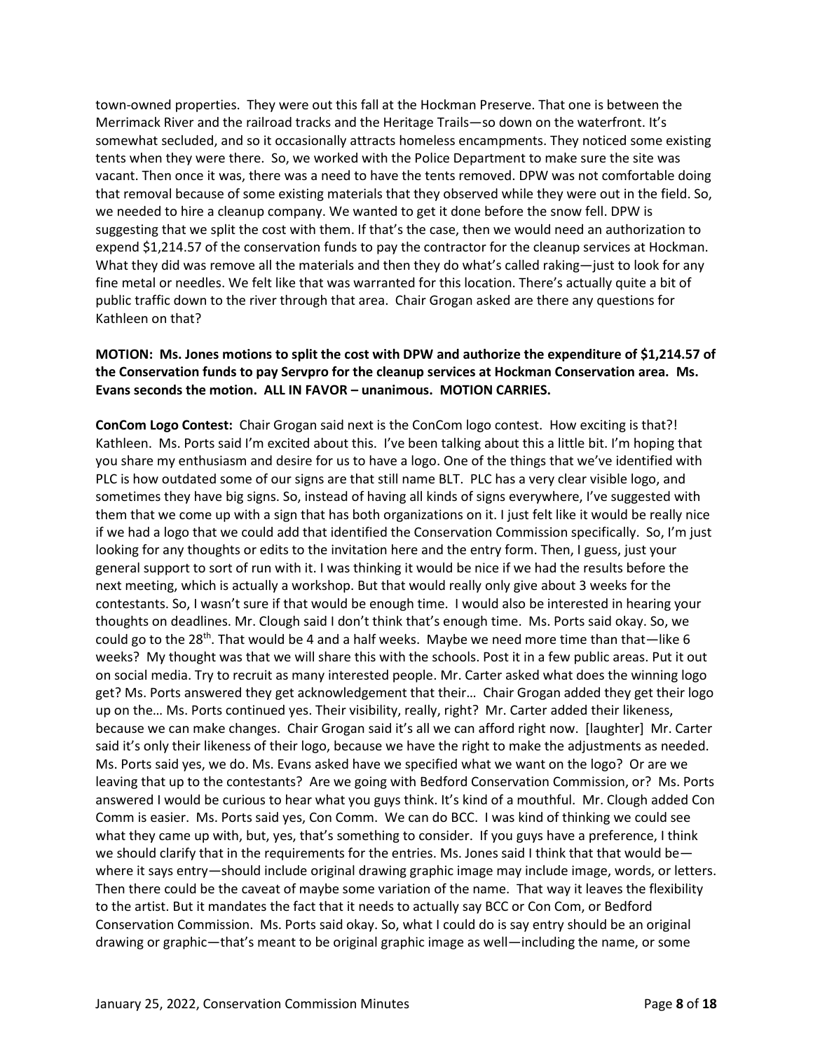town-owned properties. They were out this fall at the Hockman Preserve. That one is between the Merrimack River and the railroad tracks and the Heritage Trails—so down on the waterfront. It's somewhat secluded, and so it occasionally attracts homeless encampments. They noticed some existing tents when they were there. So, we worked with the Police Department to make sure the site was vacant. Then once it was, there was a need to have the tents removed. DPW was not comfortable doing that removal because of some existing materials that they observed while they were out in the field. So, we needed to hire a cleanup company. We wanted to get it done before the snow fell. DPW is suggesting that we split the cost with them. If that's the case, then we would need an authorization to expend $1,214.57 of the conservation funds to pay the contractor for the cleanup services at Hockman. What they did was remove all the materials and then they do what's called raking—just to look for any fine metal or needles. We felt like that was warranted for this location. There's actually quite a bit of public traffic down to the river through that area. Chair Grogan asked are there any questions for Kathleen on that?

**MOTION: Ms. Jones motions to split the cost with DPW and authorize the expenditure of $1,214.57 of the Conservation funds to pay Servpro for the cleanup services at Hockman Conservation area. Ms. Evans seconds the motion. ALL IN FAVOR – unanimous. MOTION CARRIES.**

**ConCom Logo Contest:** Chair Grogan said next is the ConCom logo contest. How exciting is that?! Kathleen. Ms. Ports said I'm excited about this. I've been talking about this a little bit. I'm hoping that you share my enthusiasm and desire for us to have a logo. One of the things that we've identified with PLC is how outdated some of our signs are that still name BLT. PLC has a very clear visible logo, and sometimes they have big signs. So, instead of having all kinds of signs everywhere, I've suggested with them that we come up with a sign that has both organizations on it. I just felt like it would be really nice if we had a logo that we could add that identified the Conservation Commission specifically. So, I'm just looking for any thoughts or edits to the invitation here and the entry form. Then, I guess, just your general support to sort of run with it. I was thinking it would be nice if we had the results before the next meeting, which is actually a workshop. But that would really only give about 3 weeks for the contestants. So, I wasn't sure if that would be enough time. I would also be interested in hearing your thoughts on deadlines. Mr. Clough said I don't think that's enough time. Ms. Ports said okay. So, we could go to the 28th. That would be 4 and a half weeks. Maybe we need more time than that—like 6 weeks? My thought was that we will share this with the schools. Post it in a few public areas. Put it out on social media. Try to recruit as many interested people. Mr. Carter asked what does the winning logo get? Ms. Ports answered they get acknowledgement that their… Chair Grogan added they get their logo up on the… Ms. Ports continued yes. Their visibility, really, right? Mr. Carter added their likeness, because we can make changes. Chair Grogan said it's all we can afford right now. [laughter] Mr. Carter said it's only their likeness of their logo, because we have the right to make the adjustments as needed. Ms. Ports said yes, we do. Ms. Evans asked have we specified what we want on the logo? Or are we leaving that up to the contestants? Are we going with Bedford Conservation Commission, or? Ms. Ports answered I would be curious to hear what you guys think. It's kind of a mouthful. Mr. Clough added Con Comm is easier. Ms. Ports said yes, Con Comm. We can do BCC. I was kind of thinking we could see what they came up with, but, yes, that's something to consider. If you guys have a preference, I think we should clarify that in the requirements for the entries. Ms. Jones said I think that that would be—where it says entry—should include original drawing graphic image may include image, words, or letters. Then there could be the caveat of maybe some variation of the name. That way it leaves the flexibility to the artist. But it mandates the fact that it needs to actually say BCC or Con Com, or Bedford Conservation Commission. Ms. Ports said okay. So, what I could do is say entry should be an original drawing or graphic—that's meant to be original graphic image as well—including the name, or some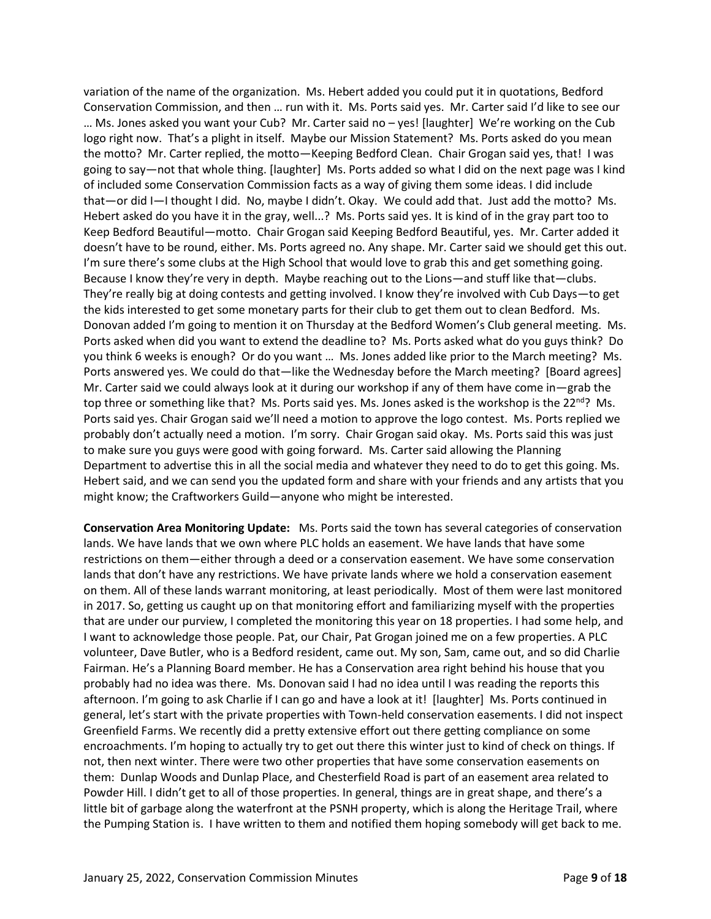variation of the name of the organization. Ms. Hebert added you could put it in quotations, Bedford Conservation Commission, and then … run with it. Ms. Ports said yes. Mr. Carter said I'd like to see our … Ms. Jones asked you want your Cub? Mr. Carter said no – yes! [laughter] We're working on the Cub logo right now. That's a plight in itself. Maybe our Mission Statement? Ms. Ports asked do you mean the motto? Mr. Carter replied, the motto—Keeping Bedford Clean. Chair Grogan said yes, that! I was going to say—not that whole thing. [laughter] Ms. Ports added so what I did on the next page was I kind of included some Conservation Commission facts as a way of giving them some ideas. I did include that—or did I—I thought I did. No, maybe I didn't. Okay. We could add that. Just add the motto? Ms. Hebert asked do you have it in the gray, well...? Ms. Ports said yes. It is kind of in the gray part too to Keep Bedford Beautiful—motto. Chair Grogan said Keeping Bedford Beautiful, yes. Mr. Carter added it doesn't have to be round, either. Ms. Ports agreed no. Any shape. Mr. Carter said we should get this out. I'm sure there's some clubs at the High School that would love to grab this and get something going. Because I know they're very in depth. Maybe reaching out to the Lions—and stuff like that—clubs. They're really big at doing contests and getting involved. I know they're involved with Cub Days—to get the kids interested to get some monetary parts for their club to get them out to clean Bedford. Ms. Donovan added I'm going to mention it on Thursday at the Bedford Women's Club general meeting. Ms. Ports asked when did you want to extend the deadline to? Ms. Ports asked what do you guys think? Do you think 6 weeks is enough? Or do you want … Ms. Jones added like prior to the March meeting? Ms. Ports answered yes. We could do that—like the Wednesday before the March meeting? [Board agrees] Mr. Carter said we could always look at it during our workshop if any of them have come in—grab the top three or something like that? Ms. Ports said yes. Ms. Jones asked is the workshop is the 22nd? Ms. Ports said yes. Chair Grogan said we'll need a motion to approve the logo contest. Ms. Ports replied we probably don't actually need a motion. I'm sorry. Chair Grogan said okay. Ms. Ports said this was just to make sure you guys were good with going forward. Ms. Carter said allowing the Planning Department to advertise this in all the social media and whatever they need to do to get this going. Ms. Hebert said, and we can send you the updated form and share with your friends and any artists that you might know; the Craftworkers Guild—anyone who might be interested.

**Conservation Area Monitoring Update:** Ms. Ports said the town has several categories of conservation lands. We have lands that we own where PLC holds an easement. We have lands that have some restrictions on them—either through a deed or a conservation easement. We have some conservation lands that don't have any restrictions. We have private lands where we hold a conservation easement on them. All of these lands warrant monitoring, at least periodically. Most of them were last monitored in 2017. So, getting us caught up on that monitoring effort and familiarizing myself with the properties that are under our purview, I completed the monitoring this year on 18 properties. I had some help, and I want to acknowledge those people. Pat, our Chair, Pat Grogan joined me on a few properties. A PLC volunteer, Dave Butler, who is a Bedford resident, came out. My son, Sam, came out, and so did Charlie Fairman. He's a Planning Board member. He has a Conservation area right behind his house that you probably had no idea was there. Ms. Donovan said I had no idea until I was reading the reports this afternoon. I'm going to ask Charlie if I can go and have a look at it! [laughter] Ms. Ports continued in general, let's start with the private properties with Town-held conservation easements. I did not inspect Greenfield Farms. We recently did a pretty extensive effort out there getting compliance on some encroachments. I'm hoping to actually try to get out there this winter just to kind of check on things. If not, then next winter. There were two other properties that have some conservation easements on them: Dunlap Woods and Dunlap Place, and Chesterfield Road is part of an easement area related to Powder Hill. I didn't get to all of those properties. In general, things are in great shape, and there's a little bit of garbage along the waterfront at the PSNH property, which is along the Heritage Trail, where the Pumping Station is. I have written to them and notified them hoping somebody will get back to me.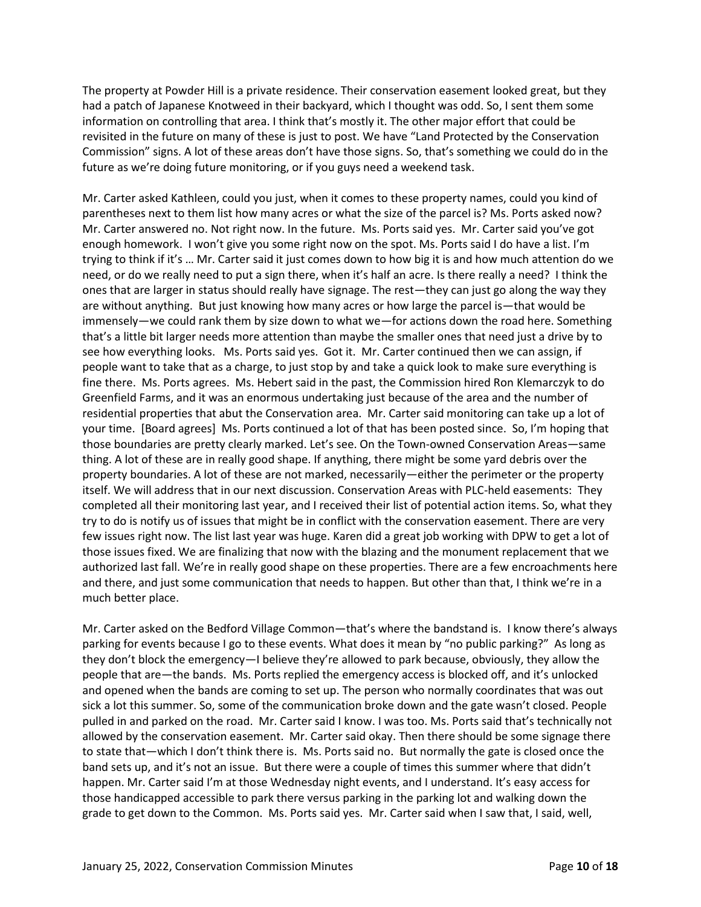The property at Powder Hill is a private residence. Their conservation easement looked great, but they had a patch of Japanese Knotweed in their backyard, which I thought was odd. So, I sent them some information on controlling that area. I think that's mostly it. The other major effort that could be revisited in the future on many of these is just to post. We have "Land Protected by the Conservation Commission" signs. A lot of these areas don't have those signs. So, that's something we could do in the future as we're doing future monitoring, or if you guys need a weekend task.

Mr. Carter asked Kathleen, could you just, when it comes to these property names, could you kind of parentheses next to them list how many acres or what the size of the parcel is? Ms. Ports asked now? Mr. Carter answered no. Not right now. In the future. Ms. Ports said yes. Mr. Carter said you've got enough homework. I won't give you some right now on the spot. Ms. Ports said I do have a list. I'm trying to think if it's … Mr. Carter said it just comes down to how big it is and how much attention do we need, or do we really need to put a sign there, when it's half an acre. Is there really a need? I think the ones that are larger in status should really have signage. The rest—they can just go along the way they are without anything. But just knowing how many acres or how large the parcel is—that would be immensely—we could rank them by size down to what we—for actions down the road here. Something that's a little bit larger needs more attention than maybe the smaller ones that need just a drive by to see how everything looks. Ms. Ports said yes. Got it. Mr. Carter continued then we can assign, if people want to take that as a charge, to just stop by and take a quick look to make sure everything is fine there. Ms. Ports agrees. Ms. Hebert said in the past, the Commission hired Ron Klemarczyk to do Greenfield Farms, and it was an enormous undertaking just because of the area and the number of residential properties that abut the Conservation area. Mr. Carter said monitoring can take up a lot of your time. [Board agrees] Ms. Ports continued a lot of that has been posted since. So, I'm hoping that those boundaries are pretty clearly marked. Let's see. On the Town-owned Conservation Areas—same thing. A lot of these are in really good shape. If anything, there might be some yard debris over the property boundaries. A lot of these are not marked, necessarily—either the perimeter or the property itself. We will address that in our next discussion. Conservation Areas with PLC-held easements: They completed all their monitoring last year, and I received their list of potential action items. So, what they try to do is notify us of issues that might be in conflict with the conservation easement. There are very few issues right now. The list last year was huge. Karen did a great job working with DPW to get a lot of those issues fixed. We are finalizing that now with the blazing and the monument replacement that we authorized last fall. We're in really good shape on these properties. There are a few encroachments here and there, and just some communication that needs to happen. But other than that, I think we're in a much better place.

Mr. Carter asked on the Bedford Village Common—that's where the bandstand is. I know there's always parking for events because I go to these events. What does it mean by "no public parking?" As long as they don't block the emergency—I believe they're allowed to park because, obviously, they allow the people that are—the bands. Ms. Ports replied the emergency access is blocked off, and it's unlocked and opened when the bands are coming to set up. The person who normally coordinates that was out sick a lot this summer. So, some of the communication broke down and the gate wasn't closed. People pulled in and parked on the road. Mr. Carter said I know. I was too. Ms. Ports said that's technically not allowed by the conservation easement. Mr. Carter said okay. Then there should be some signage there to state that—which I don't think there is. Ms. Ports said no. But normally the gate is closed once the band sets up, and it's not an issue. But there were a couple of times this summer where that didn't happen. Mr. Carter said I'm at those Wednesday night events, and I understand. It's easy access for those handicapped accessible to park there versus parking in the parking lot and walking down the grade to get down to the Common. Ms. Ports said yes. Mr. Carter said when I saw that, I said, well,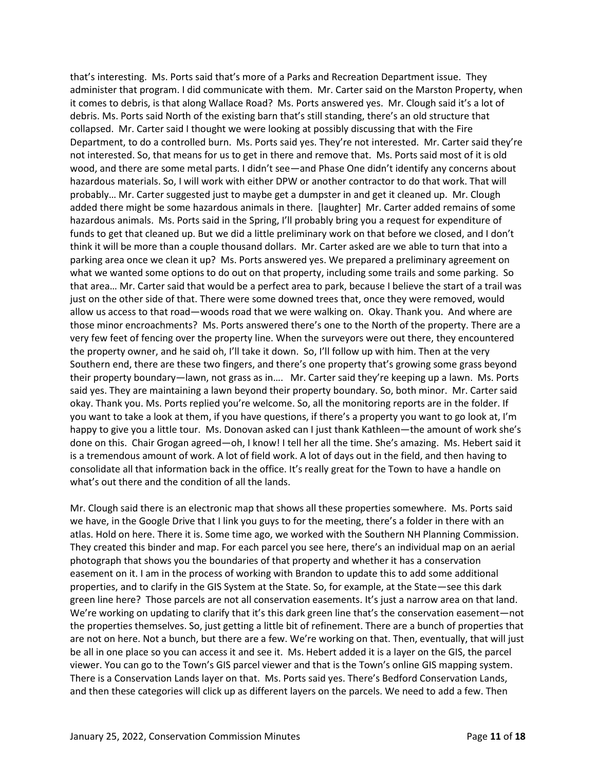that's interesting. Ms. Ports said that's more of a Parks and Recreation Department issue. They administer that program. I did communicate with them. Mr. Carter said on the Marston Property, when it comes to debris, is that along Wallace Road? Ms. Ports answered yes. Mr. Clough said it's a lot of debris. Ms. Ports said North of the existing barn that's still standing, there's an old structure that collapsed. Mr. Carter said I thought we were looking at possibly discussing that with the Fire Department, to do a controlled burn. Ms. Ports said yes. They're not interested. Mr. Carter said they're not interested. So, that means for us to get in there and remove that. Ms. Ports said most of it is old wood, and there are some metal parts. I didn't see—and Phase One didn't identify any concerns about hazardous materials. So, I will work with either DPW or another contractor to do that work. That will probably… Mr. Carter suggested just to maybe get a dumpster in and get it cleaned up. Mr. Clough added there might be some hazardous animals in there. [laughter] Mr. Carter added remains of some hazardous animals. Ms. Ports said in the Spring, I'll probably bring you a request for expenditure of funds to get that cleaned up. But we did a little preliminary work on that before we closed, and I don't think it will be more than a couple thousand dollars. Mr. Carter asked are we able to turn that into a parking area once we clean it up? Ms. Ports answered yes. We prepared a preliminary agreement on what we wanted some options to do out on that property, including some trails and some parking. So that area… Mr. Carter said that would be a perfect area to park, because I believe the start of a trail was just on the other side of that. There were some downed trees that, once they were removed, would allow us access to that road—woods road that we were walking on. Okay. Thank you. And where are those minor encroachments? Ms. Ports answered there's one to the North of the property. There are a very few feet of fencing over the property line. When the surveyors were out there, they encountered the property owner, and he said oh, I'll take it down. So, I'll follow up with him. Then at the very Southern end, there are these two fingers, and there's one property that's growing some grass beyond their property boundary—lawn, not grass as in…. Mr. Carter said they're keeping up a lawn. Ms. Ports said yes. They are maintaining a lawn beyond their property boundary. So, both minor. Mr. Carter said okay. Thank you. Ms. Ports replied you're welcome. So, all the monitoring reports are in the folder. If you want to take a look at them, if you have questions, if there's a property you want to go look at, I'm happy to give you a little tour. Ms. Donovan asked can I just thank Kathleen—the amount of work she's done on this. Chair Grogan agreed—oh, I know! I tell her all the time. She's amazing. Ms. Hebert said it is a tremendous amount of work. A lot of field work. A lot of days out in the field, and then having to consolidate all that information back in the office. It's really great for the Town to have a handle on what's out there and the condition of all the lands.

Mr. Clough said there is an electronic map that shows all these properties somewhere. Ms. Ports said we have, in the Google Drive that I link you guys to for the meeting, there's a folder in there with an atlas. Hold on here. There it is. Some time ago, we worked with the Southern NH Planning Commission. They created this binder and map. For each parcel you see here, there's an individual map on an aerial photograph that shows you the boundaries of that property and whether it has a conservation easement on it. I am in the process of working with Brandon to update this to add some additional properties, and to clarify in the GIS System at the State. So, for example, at the State—see this dark green line here? Those parcels are not all conservation easements. It's just a narrow area on that land. We're working on updating to clarify that it's this dark green line that's the conservation easement—not the properties themselves. So, just getting a little bit of refinement. There are a bunch of properties that are not on here. Not a bunch, but there are a few. We're working on that. Then, eventually, that will just be all in one place so you can access it and see it. Ms. Hebert added it is a layer on the GIS, the parcel viewer. You can go to the Town's GIS parcel viewer and that is the Town's online GIS mapping system. There is a Conservation Lands layer on that. Ms. Ports said yes. There's Bedford Conservation Lands, and then these categories will click up as different layers on the parcels. We need to add a few. Then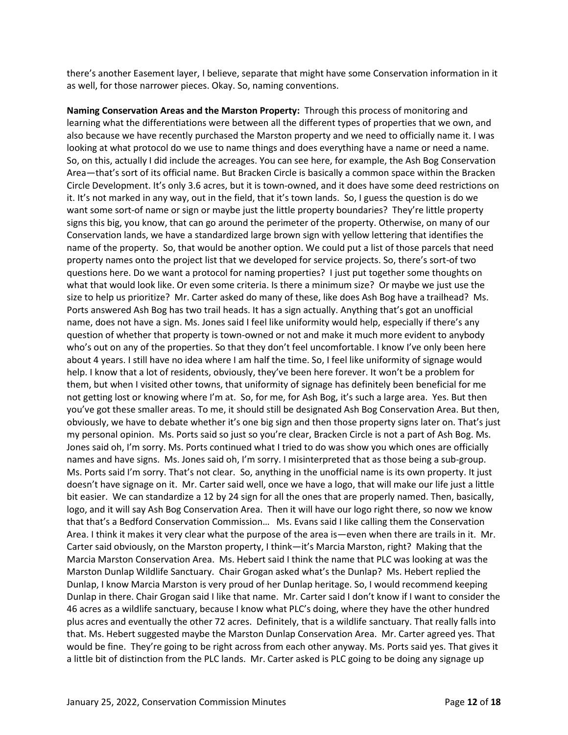there's another Easement layer, I believe, separate that might have some Conservation information in it as well, for those narrower pieces. Okay. So, naming conventions.

**Naming Conservation Areas and the Marston Property:** Through this process of monitoring and learning what the differentiations were between all the different types of properties that we own, and also because we have recently purchased the Marston property and we need to officially name it. I was looking at what protocol do we use to name things and does everything have a name or need a name. So, on this, actually I did include the acreages. You can see here, for example, the Ash Bog Conservation Area—that's sort of its official name. But Bracken Circle is basically a common space within the Bracken Circle Development. It's only 3.6 acres, but it is town-owned, and it does have some deed restrictions on it. It's not marked in any way, out in the field, that it's town lands. So, I guess the question is do we want some sort-of name or sign or maybe just the little property boundaries? They're little property signs this big, you know, that can go around the perimeter of the property. Otherwise, on many of our Conservation lands, we have a standardized large brown sign with yellow lettering that identifies the name of the property. So, that would be another option. We could put a list of those parcels that need property names onto the project list that we developed for service projects. So, there's sort-of two questions here. Do we want a protocol for naming properties? I just put together some thoughts on what that would look like. Or even some criteria. Is there a minimum size? Or maybe we just use the size to help us prioritize? Mr. Carter asked do many of these, like does Ash Bog have a trailhead? Ms. Ports answered Ash Bog has two trail heads. It has a sign actually. Anything that's got an unofficial name, does not have a sign. Ms. Jones said I feel like uniformity would help, especially if there's any question of whether that property is town-owned or not and make it much more evident to anybody who's out on any of the properties. So that they don't feel uncomfortable. I know I've only been here about 4 years. I still have no idea where I am half the time. So, I feel like uniformity of signage would help. I know that a lot of residents, obviously, they've been here forever. It won't be a problem for them, but when I visited other towns, that uniformity of signage has definitely been beneficial for me not getting lost or knowing where I'm at. So, for me, for Ash Bog, it's such a large area. Yes. But then you've got these smaller areas. To me, it should still be designated Ash Bog Conservation Area. But then, obviously, we have to debate whether it's one big sign and then those property signs later on. That's just my personal opinion. Ms. Ports said so just so you're clear, Bracken Circle is not a part of Ash Bog. Ms. Jones said oh, I'm sorry. Ms. Ports continued what I tried to do was show you which ones are officially names and have signs. Ms. Jones said oh, I'm sorry. I misinterpreted that as those being a sub-group. Ms. Ports said I'm sorry. That's not clear. So, anything in the unofficial name is its own property. It just doesn't have signage on it. Mr. Carter said well, once we have a logo, that will make our life just a little bit easier. We can standardize a 12 by 24 sign for all the ones that are properly named. Then, basically, logo, and it will say Ash Bog Conservation Area. Then it will have our logo right there, so now we know that that's a Bedford Conservation Commission… Ms. Evans said I like calling them the Conservation Area. I think it makes it very clear what the purpose of the area is—even when there are trails in it. Mr. Carter said obviously, on the Marston property, I think—it's Marcia Marston, right? Making that the Marcia Marston Conservation Area. Ms. Hebert said I think the name that PLC was looking at was the Marston Dunlap Wildlife Sanctuary. Chair Grogan asked what's the Dunlap? Ms. Hebert replied the Dunlap, I know Marcia Marston is very proud of her Dunlap heritage. So, I would recommend keeping Dunlap in there. Chair Grogan said I like that name. Mr. Carter said I don't know if I want to consider the 46 acres as a wildlife sanctuary, because I know what PLC's doing, where they have the other hundred plus acres and eventually the other 72 acres. Definitely, that is a wildlife sanctuary. That really falls into that. Ms. Hebert suggested maybe the Marston Dunlap Conservation Area. Mr. Carter agreed yes. That would be fine. They're going to be right across from each other anyway. Ms. Ports said yes. That gives it a little bit of distinction from the PLC lands. Mr. Carter asked is PLC going to be doing any signage up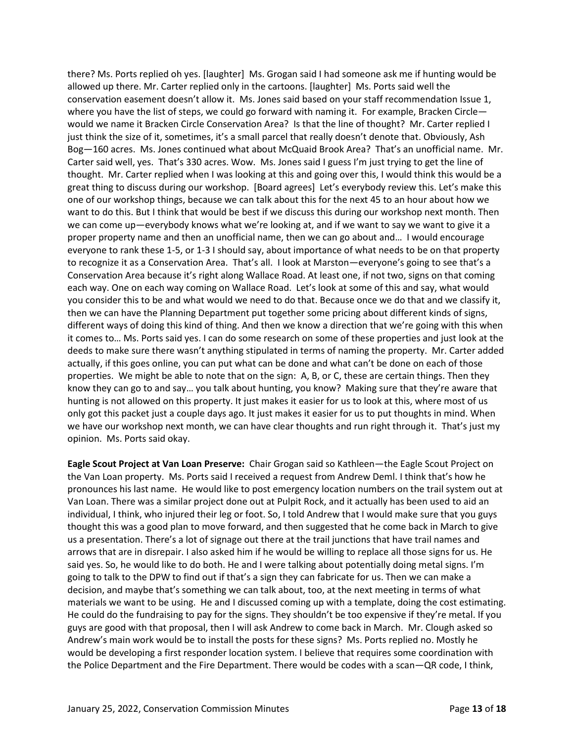there? Ms. Ports replied oh yes. [laughter] Ms. Grogan said I had someone ask me if hunting would be allowed up there. Mr. Carter replied only in the cartoons. [laughter] Ms. Ports said well the conservation easement doesn't allow it. Ms. Jones said based on your staff recommendation Issue 1, where you have the list of steps, we could go forward with naming it. For example, Bracken Circle—would we name it Bracken Circle Conservation Area? Is that the line of thought? Mr. Carter replied I just think the size of it, sometimes, it's a small parcel that really doesn't denote that. Obviously, Ash Bog—160 acres. Ms. Jones continued what about McQuaid Brook Area? That's an unofficial name. Mr. Carter said well, yes. That's 330 acres. Wow. Ms. Jones said I guess I'm just trying to get the line of thought. Mr. Carter replied when I was looking at this and going over this, I would think this would be a great thing to discuss during our workshop. [Board agrees] Let's everybody review this. Let's make this one of our workshop things, because we can talk about this for the next 45 to an hour about how we want to do this. But I think that would be best if we discuss this during our workshop next month. Then we can come up—everybody knows what we're looking at, and if we want to say we want to give it a proper property name and then an unofficial name, then we can go about and… I would encourage everyone to rank these 1-5, or 1-3 I should say, about importance of what needs to be on that property to recognize it as a Conservation Area. That's all. I look at Marston—everyone's going to see that's a Conservation Area because it's right along Wallace Road. At least one, if not two, signs on that coming each way. One on each way coming on Wallace Road. Let's look at some of this and say, what would you consider this to be and what would we need to do that. Because once we do that and we classify it, then we can have the Planning Department put together some pricing about different kinds of signs, different ways of doing this kind of thing. And then we know a direction that we're going with this when it comes to… Ms. Ports said yes. I can do some research on some of these properties and just look at the deeds to make sure there wasn't anything stipulated in terms of naming the property. Mr. Carter added actually, if this goes online, you can put what can be done and what can't be done on each of those properties. We might be able to note that on the sign: A, B, or C, these are certain things. Then they know they can go to and say… you talk about hunting, you know? Making sure that they're aware that hunting is not allowed on this property. It just makes it easier for us to look at this, where most of us only got this packet just a couple days ago. It just makes it easier for us to put thoughts in mind. When we have our workshop next month, we can have clear thoughts and run right through it. That's just my opinion. Ms. Ports said okay.

**Eagle Scout Project at Van Loan Preserve:** Chair Grogan said so Kathleen—the Eagle Scout Project on the Van Loan property. Ms. Ports said I received a request from Andrew Deml. I think that's how he pronounces his last name. He would like to post emergency location numbers on the trail system out at Van Loan. There was a similar project done out at Pulpit Rock, and it actually has been used to aid an individual, I think, who injured their leg or foot. So, I told Andrew that I would make sure that you guys thought this was a good plan to move forward, and then suggested that he come back in March to give us a presentation. There's a lot of signage out there at the trail junctions that have trail names and arrows that are in disrepair. I also asked him if he would be willing to replace all those signs for us. He said yes. So, he would like to do both. He and I were talking about potentially doing metal signs. I'm going to talk to the DPW to find out if that's a sign they can fabricate for us. Then we can make a decision, and maybe that's something we can talk about, too, at the next meeting in terms of what materials we want to be using. He and I discussed coming up with a template, doing the cost estimating. He could do the fundraising to pay for the signs. They shouldn't be too expensive if they're metal. If you guys are good with that proposal, then I will ask Andrew to come back in March. Mr. Clough asked so Andrew's main work would be to install the posts for these signs? Ms. Ports replied no. Mostly he would be developing a first responder location system. I believe that requires some coordination with the Police Department and the Fire Department. There would be codes with a scan—QR code, I think,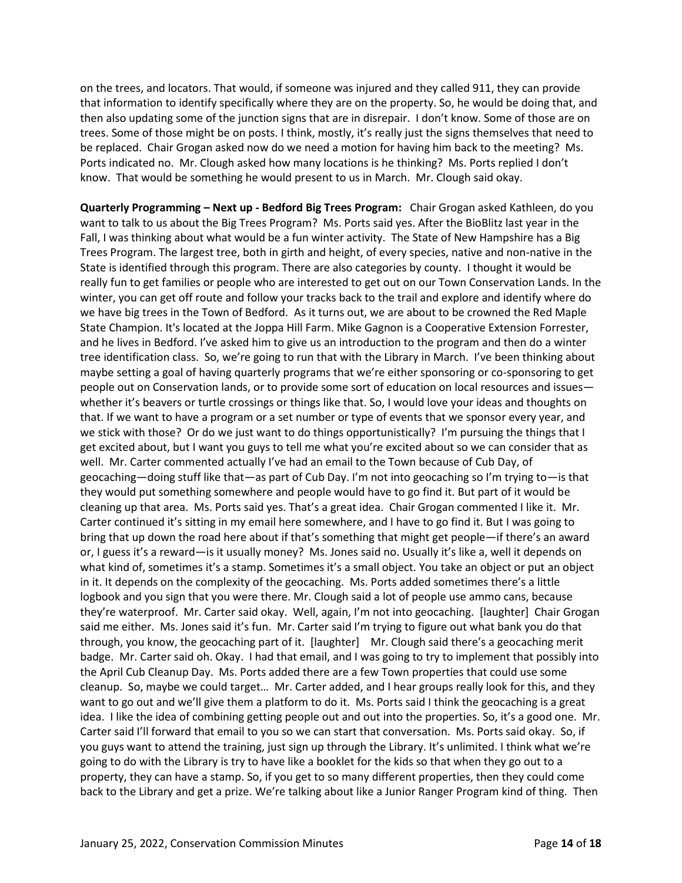on the trees, and locators. That would, if someone was injured and they called 911, they can provide that information to identify specifically where they are on the property. So, he would be doing that, and then also updating some of the junction signs that are in disrepair. I don't know. Some of those are on trees. Some of those might be on posts. I think, mostly, it's really just the signs themselves that need to be replaced. Chair Grogan asked now do we need a motion for having him back to the meeting? Ms. Ports indicated no. Mr. Clough asked how many locations is he thinking? Ms. Ports replied I don't know. That would be something he would present to us in March. Mr. Clough said okay.

**Quarterly Programming – Next up - Bedford Big Trees Program:** Chair Grogan asked Kathleen, do you want to talk to us about the Big Trees Program? Ms. Ports said yes. After the BioBlitz last year in the Fall, I was thinking about what would be a fun winter activity. The State of New Hampshire has a Big Trees Program. The largest tree, both in girth and height, of every species, native and non-native in the State is identified through this program. There are also categories by county. I thought it would be really fun to get families or people who are interested to get out on our Town Conservation Lands. In the winter, you can get off route and follow your tracks back to the trail and explore and identify where do we have big trees in the Town of Bedford. As it turns out, we are about to be crowned the Red Maple State Champion. It's located at the Joppa Hill Farm. Mike Gagnon is a Cooperative Extension Forrester, and he lives in Bedford. I've asked him to give us an introduction to the program and then do a winter tree identification class. So, we're going to run that with the Library in March. I've been thinking about maybe setting a goal of having quarterly programs that we're either sponsoring or co-sponsoring to get people out on Conservation lands, or to provide some sort of education on local resources and issues—whether it's beavers or turtle crossings or things like that. So, I would love your ideas and thoughts on that. If we want to have a program or a set number or type of events that we sponsor every year, and we stick with those? Or do we just want to do things opportunistically? I'm pursuing the things that I get excited about, but I want you guys to tell me what you're excited about so we can consider that as well. Mr. Carter commented actually I've had an email to the Town because of Cub Day, of geocaching—doing stuff like that—as part of Cub Day. I'm not into geocaching so I'm trying to—is that they would put something somewhere and people would have to go find it. But part of it would be cleaning up that area. Ms. Ports said yes. That's a great idea. Chair Grogan commented I like it. Mr. Carter continued it's sitting in my email here somewhere, and I have to go find it. But I was going to bring that up down the road here about if that's something that might get people—if there's an award or, I guess it's a reward—is it usually money? Ms. Jones said no. Usually it's like a, well it depends on what kind of, sometimes it's a stamp. Sometimes it's a small object. You take an object or put an object in it. It depends on the complexity of the geocaching. Ms. Ports added sometimes there's a little logbook and you sign that you were there. Mr. Clough said a lot of people use ammo cans, because they're waterproof. Mr. Carter said okay. Well, again, I'm not into geocaching. [laughter] Chair Grogan said me either. Ms. Jones said it's fun. Mr. Carter said I'm trying to figure out what bank you do that through, you know, the geocaching part of it. [laughter] Mr. Clough said there's a geocaching merit badge. Mr. Carter said oh. Okay. I had that email, and I was going to try to implement that possibly into the April Cub Cleanup Day. Ms. Ports added there are a few Town properties that could use some cleanup. So, maybe we could target… Mr. Carter added, and I hear groups really look for this, and they want to go out and we'll give them a platform to do it. Ms. Ports said I think the geocaching is a great idea. I like the idea of combining getting people out and out into the properties. So, it's a good one. Mr. Carter said I'll forward that email to you so we can start that conversation. Ms. Ports said okay. So, if you guys want to attend the training, just sign up through the Library. It's unlimited. I think what we're going to do with the Library is try to have like a booklet for the kids so that when they go out to a property, they can have a stamp. So, if you get to so many different properties, then they could come back to the Library and get a prize. We're talking about like a Junior Ranger Program kind of thing. Then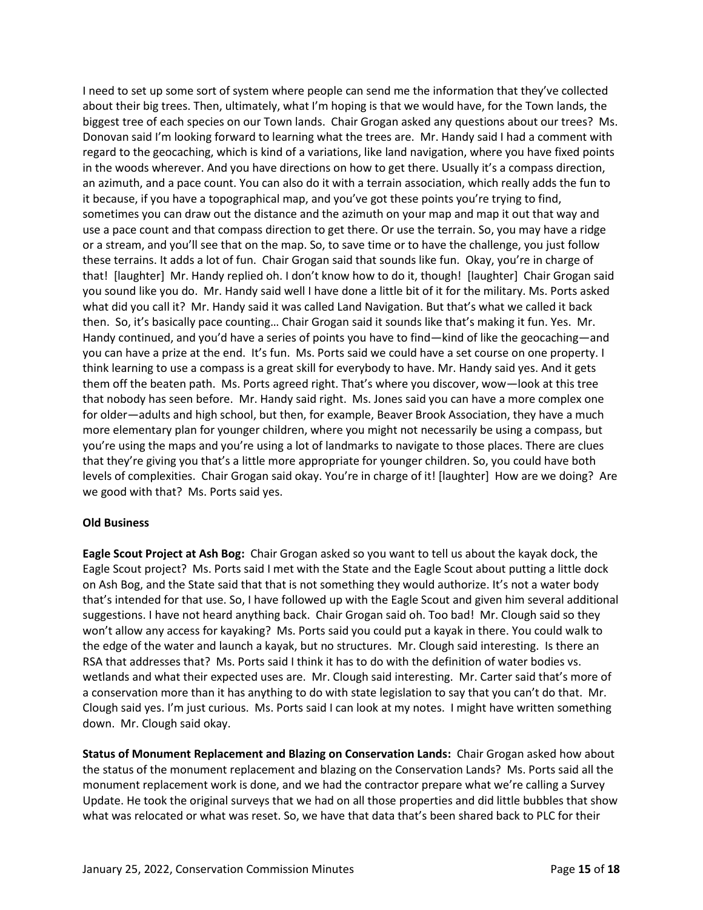I need to set up some sort of system where people can send me the information that they've collected about their big trees. Then, ultimately, what I'm hoping is that we would have, for the Town lands, the biggest tree of each species on our Town lands. Chair Grogan asked any questions about our trees? Ms. Donovan said I'm looking forward to learning what the trees are. Mr. Handy said I had a comment with regard to the geocaching, which is kind of a variations, like land navigation, where you have fixed points in the woods wherever. And you have directions on how to get there. Usually it's a compass direction, an azimuth, and a pace count. You can also do it with a terrain association, which really adds the fun to it because, if you have a topographical map, and you've got these points you're trying to find, sometimes you can draw out the distance and the azimuth on your map and map it out that way and use a pace count and that compass direction to get there. Or use the terrain. So, you may have a ridge or a stream, and you'll see that on the map. So, to save time or to have the challenge, you just follow these terrains. It adds a lot of fun. Chair Grogan said that sounds like fun. Okay, you're in charge of that! [laughter] Mr. Handy replied oh. I don't know how to do it, though! [laughter] Chair Grogan said you sound like you do. Mr. Handy said well I have done a little bit of it for the military. Ms. Ports asked what did you call it? Mr. Handy said it was called Land Navigation. But that's what we called it back then. So, it's basically pace counting… Chair Grogan said it sounds like that's making it fun. Yes. Mr. Handy continued, and you'd have a series of points you have to find—kind of like the geocaching—and you can have a prize at the end. It's fun. Ms. Ports said we could have a set course on one property. I think learning to use a compass is a great skill for everybody to have. Mr. Handy said yes. And it gets them off the beaten path. Ms. Ports agreed right. That's where you discover, wow—look at this tree that nobody has seen before. Mr. Handy said right. Ms. Jones said you can have a more complex one for older—adults and high school, but then, for example, Beaver Brook Association, they have a much more elementary plan for younger children, where you might not necessarily be using a compass, but you're using the maps and you're using a lot of landmarks to navigate to those places. There are clues that they're giving you that's a little more appropriate for younger children. So, you could have both levels of complexities. Chair Grogan said okay. You're in charge of it! [laughter] How are we doing? Are we good with that? Ms. Ports said yes.

## Old Business

**Eagle Scout Project at Ash Bog:** Chair Grogan asked so you want to tell us about the kayak dock, the Eagle Scout project? Ms. Ports said I met with the State and the Eagle Scout about putting a little dock on Ash Bog, and the State said that that is not something they would authorize. It's not a water body that's intended for that use. So, I have followed up with the Eagle Scout and given him several additional suggestions. I have not heard anything back. Chair Grogan said oh. Too bad! Mr. Clough said so they won't allow any access for kayaking? Ms. Ports said you could put a kayak in there. You could walk to the edge of the water and launch a kayak, but no structures. Mr. Clough said interesting. Is there an RSA that addresses that? Ms. Ports said I think it has to do with the definition of water bodies vs. wetlands and what their expected uses are. Mr. Clough said interesting. Mr. Carter said that's more of a conservation more than it has anything to do with state legislation to say that you can't do that. Mr. Clough said yes. I'm just curious. Ms. Ports said I can look at my notes. I might have written something down. Mr. Clough said okay.

**Status of Monument Replacement and Blazing on Conservation Lands:** Chair Grogan asked how about the status of the monument replacement and blazing on the Conservation Lands? Ms. Ports said all the monument replacement work is done, and we had the contractor prepare what we're calling a Survey Update. He took the original surveys that we had on all those properties and did little bubbles that show what was relocated or what was reset. So, we have that data that's been shared back to PLC for their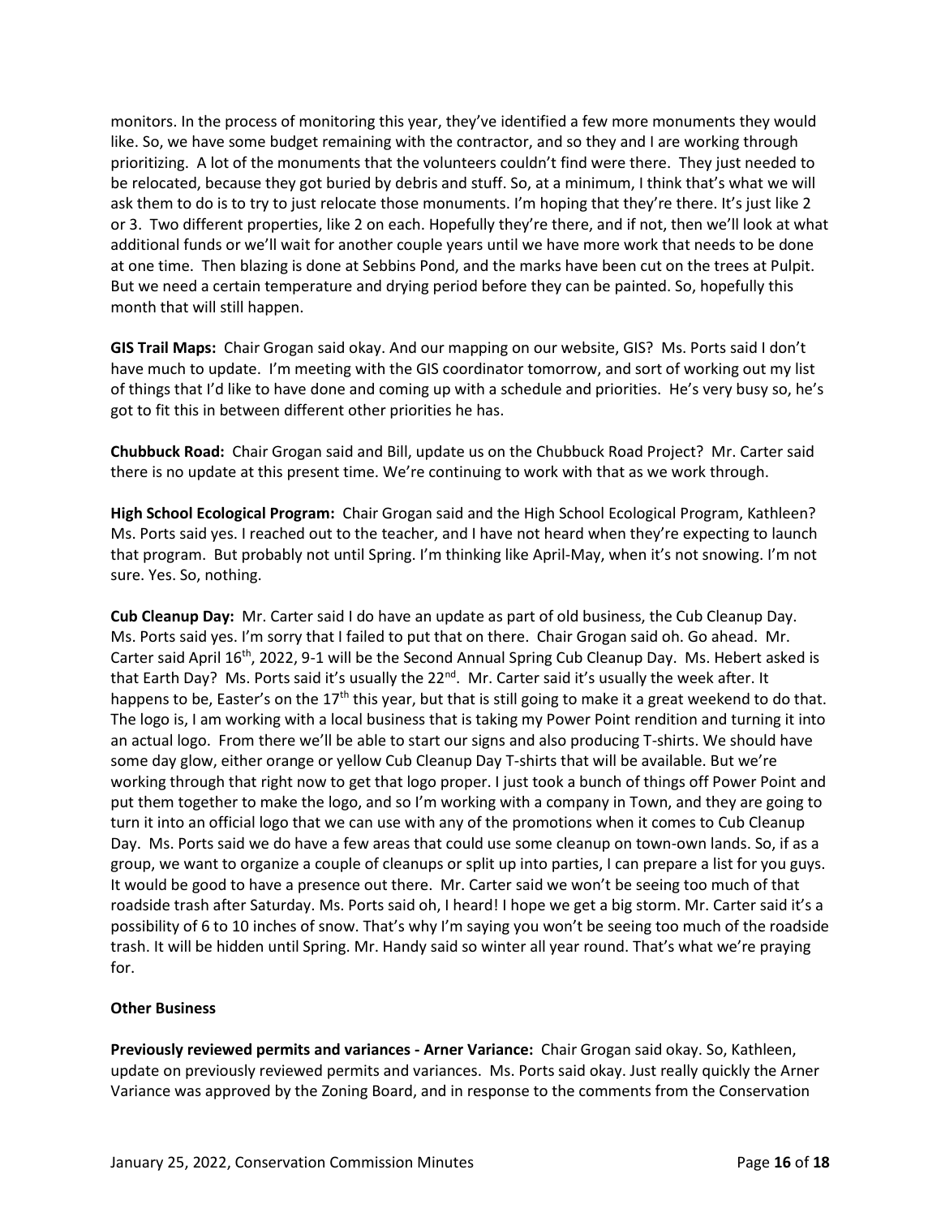monitors. In the process of monitoring this year, they've identified a few more monuments they would like. So, we have some budget remaining with the contractor, and so they and I are working through prioritizing. A lot of the monuments that the volunteers couldn't find were there. They just needed to be relocated, because they got buried by debris and stuff. So, at a minimum, I think that's what we will ask them to do is to try to just relocate those monuments. I'm hoping that they're there. It's just like 2 or 3. Two different properties, like 2 on each. Hopefully they're there, and if not, then we'll look at what additional funds or we'll wait for another couple years until we have more work that needs to be done at one time. Then blazing is done at Sebbins Pond, and the marks have been cut on the trees at Pulpit. But we need a certain temperature and drying period before they can be painted. So, hopefully this month that will still happen.

**GIS Trail Maps:** Chair Grogan said okay. And our mapping on our website, GIS? Ms. Ports said I don't have much to update. I'm meeting with the GIS coordinator tomorrow, and sort of working out my list of things that I'd like to have done and coming up with a schedule and priorities. He's very busy so, he's got to fit this in between different other priorities he has.

**Chubbuck Road:** Chair Grogan said and Bill, update us on the Chubbuck Road Project? Mr. Carter said there is no update at this present time. We're continuing to work with that as we work through.

**High School Ecological Program:** Chair Grogan said and the High School Ecological Program, Kathleen? Ms. Ports said yes. I reached out to the teacher, and I have not heard when they're expecting to launch that program. But probably not until Spring. I'm thinking like April-May, when it's not snowing. I'm not sure. Yes. So, nothing.

**Cub Cleanup Day:** Mr. Carter said I do have an update as part of old business, the Cub Cleanup Day. Ms. Ports said yes. I'm sorry that I failed to put that on there. Chair Grogan said oh. Go ahead. Mr. Carter said April 16th, 2022, 9-1 will be the Second Annual Spring Cub Cleanup Day. Ms. Hebert asked is that Earth Day? Ms. Ports said it's usually the 22nd. Mr. Carter said it's usually the week after. It happens to be, Easter's on the 17th this year, but that is still going to make it a great weekend to do that. The logo is, I am working with a local business that is taking my Power Point rendition and turning it into an actual logo. From there we'll be able to start our signs and also producing T-shirts. We should have some day glow, either orange or yellow Cub Cleanup Day T-shirts that will be available. But we're working through that right now to get that logo proper. I just took a bunch of things off Power Point and put them together to make the logo, and so I'm working with a company in Town, and they are going to turn it into an official logo that we can use with any of the promotions when it comes to Cub Cleanup Day. Ms. Ports said we do have a few areas that could use some cleanup on town-own lands. So, if as a group, we want to organize a couple of cleanups or split up into parties, I can prepare a list for you guys. It would be good to have a presence out there. Mr. Carter said we won't be seeing too much of that roadside trash after Saturday. Ms. Ports said oh, I heard! I hope we get a big storm. Mr. Carter said it's a possibility of 6 to 10 inches of snow. That's why I'm saying you won't be seeing too much of the roadside trash. It will be hidden until Spring. Mr. Handy said so winter all year round. That's what we're praying for.

**Other Business**

**Previously reviewed permits and variances - Arner Variance:** Chair Grogan said okay. So, Kathleen, update on previously reviewed permits and variances. Ms. Ports said okay. Just really quickly the Arner Variance was approved by the Zoning Board, and in response to the comments from the Conservation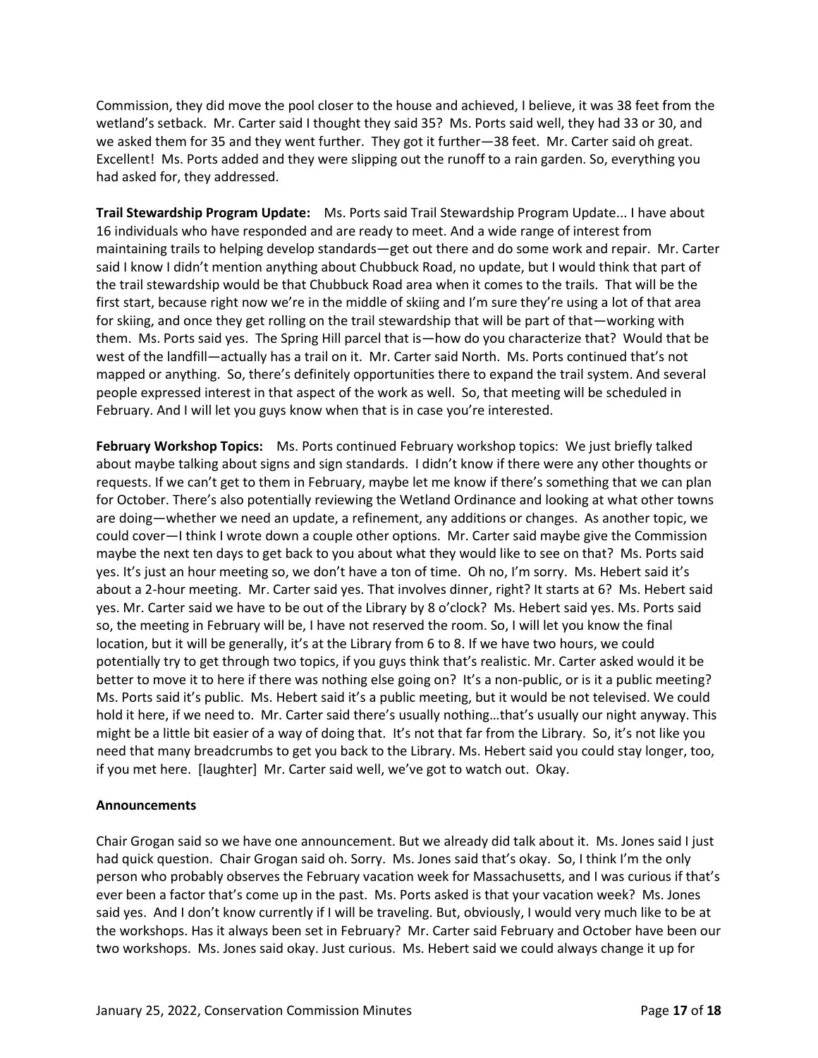Commission, they did move the pool closer to the house and achieved, I believe, it was 38 feet from the wetland's setback. Mr. Carter said I thought they said 35? Ms. Ports said well, they had 33 or 30, and we asked them for 35 and they went further. They got it further—38 feet. Mr. Carter said oh great. Excellent! Ms. Ports added and they were slipping out the runoff to a rain garden. So, everything you had asked for, they addressed.

**Trail Stewardship Program Update:** Ms. Ports said Trail Stewardship Program Update... I have about 16 individuals who have responded and are ready to meet. And a wide range of interest from maintaining trails to helping develop standards—get out there and do some work and repair. Mr. Carter said I know I didn't mention anything about Chubbuck Road, no update, but I would think that part of the trail stewardship would be that Chubbuck Road area when it comes to the trails. That will be the first start, because right now we're in the middle of skiing and I'm sure they're using a lot of that area for skiing, and once they get rolling on the trail stewardship that will be part of that—working with them. Ms. Ports said yes. The Spring Hill parcel that is—how do you characterize that? Would that be west of the landfill—actually has a trail on it. Mr. Carter said North. Ms. Ports continued that's not mapped or anything. So, there's definitely opportunities there to expand the trail system. And several people expressed interest in that aspect of the work as well. So, that meeting will be scheduled in February. And I will let you guys know when that is in case you're interested.

**February Workshop Topics:** Ms. Ports continued February workshop topics: We just briefly talked about maybe talking about signs and sign standards. I didn't know if there were any other thoughts or requests. If we can't get to them in February, maybe let me know if there's something that we can plan for October. There's also potentially reviewing the Wetland Ordinance and looking at what other towns are doing—whether we need an update, a refinement, any additions or changes. As another topic, we could cover—I think I wrote down a couple other options. Mr. Carter said maybe give the Commission maybe the next ten days to get back to you about what they would like to see on that? Ms. Ports said yes. It's just an hour meeting so, we don't have a ton of time. Oh no, I'm sorry. Ms. Hebert said it's about a 2-hour meeting. Mr. Carter said yes. That involves dinner, right? It starts at 6? Ms. Hebert said yes. Mr. Carter said we have to be out of the Library by 8 o'clock? Ms. Hebert said yes. Ms. Ports said so, the meeting in February will be, I have not reserved the room. So, I will let you know the final location, but it will be generally, it's at the Library from 6 to 8. If we have two hours, we could potentially try to get through two topics, if you guys think that's realistic. Mr. Carter asked would it be better to move it to here if there was nothing else going on? It's a non-public, or is it a public meeting? Ms. Ports said it's public. Ms. Hebert said it's a public meeting, but it would be not televised. We could hold it here, if we need to. Mr. Carter said there's usually nothing…that's usually our night anyway. This might be a little bit easier of a way of doing that. It's not that far from the Library. So, it's not like you need that many breadcrumbs to get you back to the Library. Ms. Hebert said you could stay longer, too, if you met here. [laughter] Mr. Carter said well, we've got to watch out. Okay.

## Announcements

Chair Grogan said so we have one announcement. But we already did talk about it. Ms. Jones said I just had quick question. Chair Grogan said oh. Sorry. Ms. Jones said that's okay. So, I think I'm the only person who probably observes the February vacation week for Massachusetts, and I was curious if that's ever been a factor that's come up in the past. Ms. Ports asked is that your vacation week? Ms. Jones said yes. And I don't know currently if I will be traveling. But, obviously, I would very much like to be at the workshops. Has it always been set in February? Mr. Carter said February and October have been our two workshops. Ms. Jones said okay. Just curious. Ms. Hebert said we could always change it up for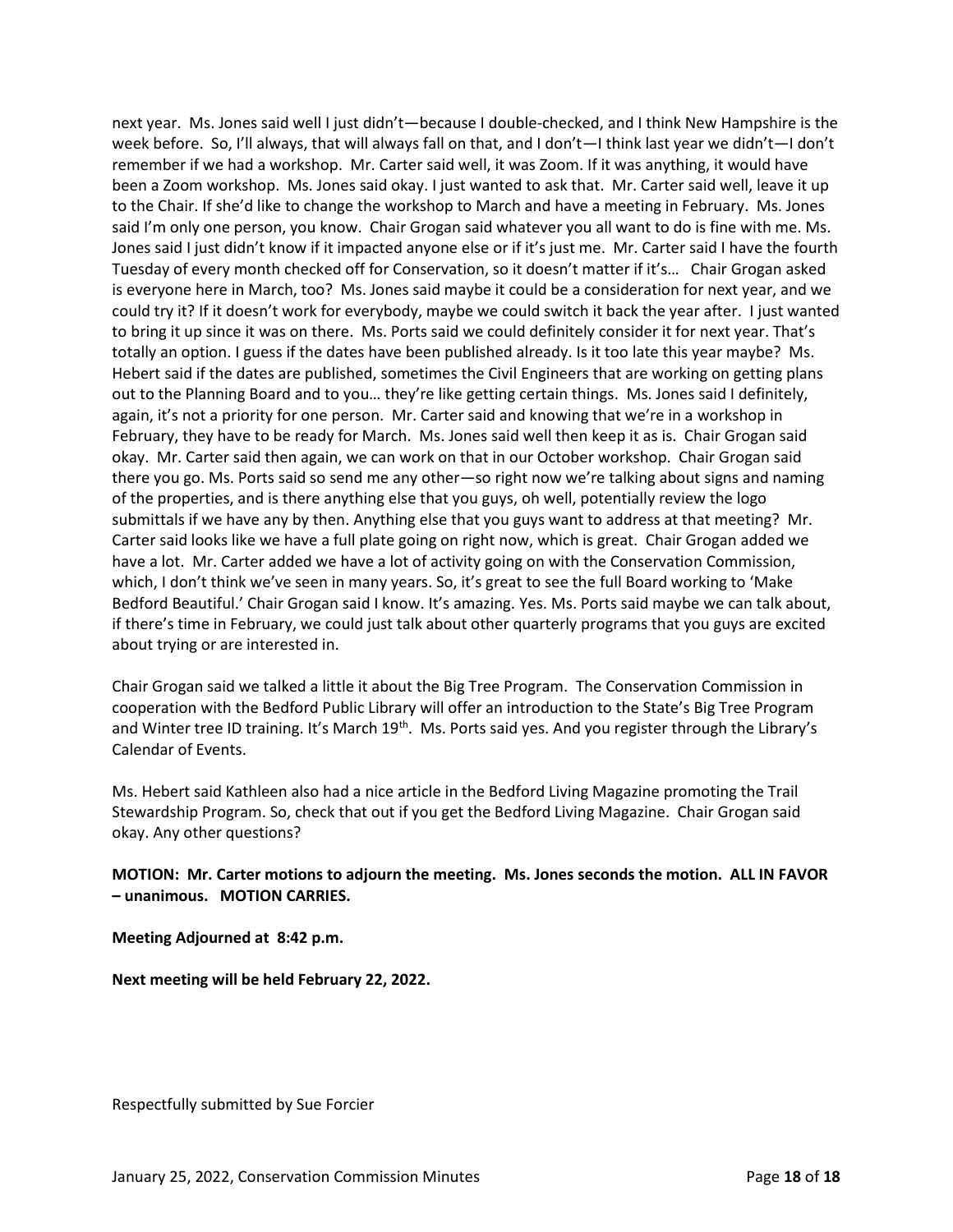next year. Ms. Jones said well I just didn't—because I double-checked, and I think New Hampshire is the week before. So, I'll always, that will always fall on that, and I don't—I think last year we didn't—I don't remember if we had a workshop. Mr. Carter said well, it was Zoom. If it was anything, it would have been a Zoom workshop. Ms. Jones said okay. I just wanted to ask that. Mr. Carter said well, leave it up to the Chair. If she'd like to change the workshop to March and have a meeting in February. Ms. Jones said I'm only one person, you know. Chair Grogan said whatever you all want to do is fine with me. Ms. Jones said I just didn't know if it impacted anyone else or if it's just me. Mr. Carter said I have the fourth Tuesday of every month checked off for Conservation, so it doesn't matter if it's… Chair Grogan asked is everyone here in March, too? Ms. Jones said maybe it could be a consideration for next year, and we could try it? If it doesn't work for everybody, maybe we could switch it back the year after. I just wanted to bring it up since it was on there. Ms. Ports said we could definitely consider it for next year. That's totally an option. I guess if the dates have been published already. Is it too late this year maybe? Ms. Hebert said if the dates are published, sometimes the Civil Engineers that are working on getting plans out to the Planning Board and to you… they're like getting certain things. Ms. Jones said I definitely, again, it's not a priority for one person. Mr. Carter said and knowing that we're in a workshop in February, they have to be ready for March. Ms. Jones said well then keep it as is. Chair Grogan said okay. Mr. Carter said then again, we can work on that in our October workshop. Chair Grogan said there you go. Ms. Ports said so send me any other—so right now we're talking about signs and naming of the properties, and is there anything else that you guys, oh well, potentially review the logo submittals if we have any by then. Anything else that you guys want to address at that meeting? Mr. Carter said looks like we have a full plate going on right now, which is great. Chair Grogan added we have a lot. Mr. Carter added we have a lot of activity going on with the Conservation Commission, which, I don't think we've seen in many years. So, it's great to see the full Board working to 'Make Bedford Beautiful.' Chair Grogan said I know. It's amazing. Yes. Ms. Ports said maybe we can talk about, if there's time in February, we could just talk about other quarterly programs that you guys are excited about trying or are interested in.

Chair Grogan said we talked a little it about the Big Tree Program. The Conservation Commission in cooperation with the Bedford Public Library will offer an introduction to the State's Big Tree Program and Winter tree ID training. It's March 19th. Ms. Ports said yes. And you register through the Library's Calendar of Events.

Ms. Hebert said Kathleen also had a nice article in the Bedford Living Magazine promoting the Trail Stewardship Program. So, check that out if you get the Bedford Living Magazine. Chair Grogan said okay. Any other questions?

**MOTION: Mr. Carter motions to adjourn the meeting. Ms. Jones seconds the motion. ALL IN FAVOR – unanimous. MOTION CARRIES.**

**Meeting Adjourned at 8:42 p.m.**

**Next meeting will be held February 22, 2022.**

Respectfully submitted by Sue Forcier